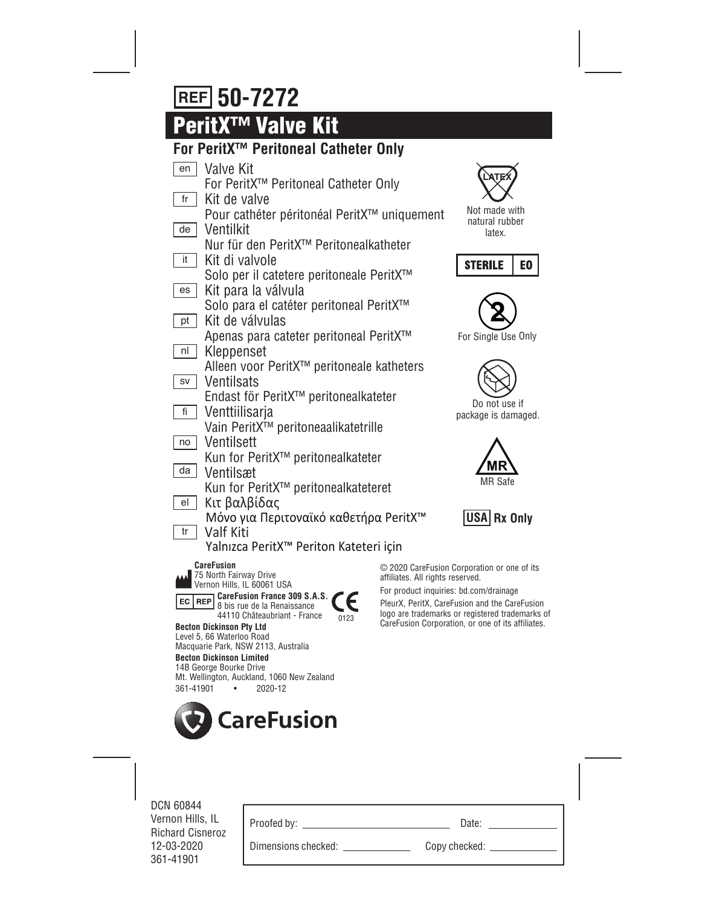# REF 50-7272

# PeritX™ Valve Kit

## For PeritX™ Peritoneal Catheter Only

- en Valve Kit
  For PeritX™ Peritoneal Catheter Only
- fr Kit de valve
  Pour cathéter péritonéal PeritX™ uniquement
- de Ventilkit
  Nur für den PeritX™ Peritonealkatheter
- it Kit di valvole
  Solo per il catetere peritoneale PeritX™
- es Kit para la válvula
  Solo para el catéter peritoneal PeritX™
- pt Kit de válvulas
  Apenas para cateter peritoneal PeritX™
- nl Kleppenset
  Alleen voor PeritX™ peritoneale katheters
- sv Ventilsats
  Endast för PeritX™ peritonealkateter
- fi Venttiilisarja
  Vain PeritX™ peritoneaalikatetrille
- no Ventilsett
  Kun for PeritX™ peritonealkateter
- da Ventilsæt
  Kun for PeritX™ peritonealkateteret
- el Κιτ βαλβίδας
  Μόνο για Περιτοναϊκό καθετήρα PeritX™
- tr Valf Kiti
  Yalnızca PeritX™ Periton Kateteri için

LATEX
Not made with natural rubber latex.

STERILE EO

For Single Use Only

Do not use if package is damaged.

MR
MR Safe

USA Rx Only

**CareFusion**
75 North Fairway Drive
Vernon Hills, IL 60061 USA

EC REP **CareFusion France 309 S.A.S.**
8 bis rue de la Renaissance
44110 Châteaubriant - France

CE 0123

**Becton Dickinson Pty Ltd**
Level 5, 66 Waterloo Road
Macquarie Park, NSW 2113, Australia

**Becton Dickinson Limited**
14B George Bourke Drive
Mt. Wellington, Auckland, 1060 New Zealand

361-41901 • 2020-12

© 2020 CareFusion Corporation or one of its affiliates. All rights reserved.

For product inquiries: bd.com/drainage

PleurX, PeritX, CareFusion and the CareFusion logo are trademarks or registered trademarks of CareFusion Corporation, or one of its affiliates.

CareFusion

DCN 60844
Vernon Hills, IL
Richard Cisneroz
12-03-2020
361-41901

Proofed by: ____________ Date: ____________

Dimensions checked: ____________ Copy checked: ____________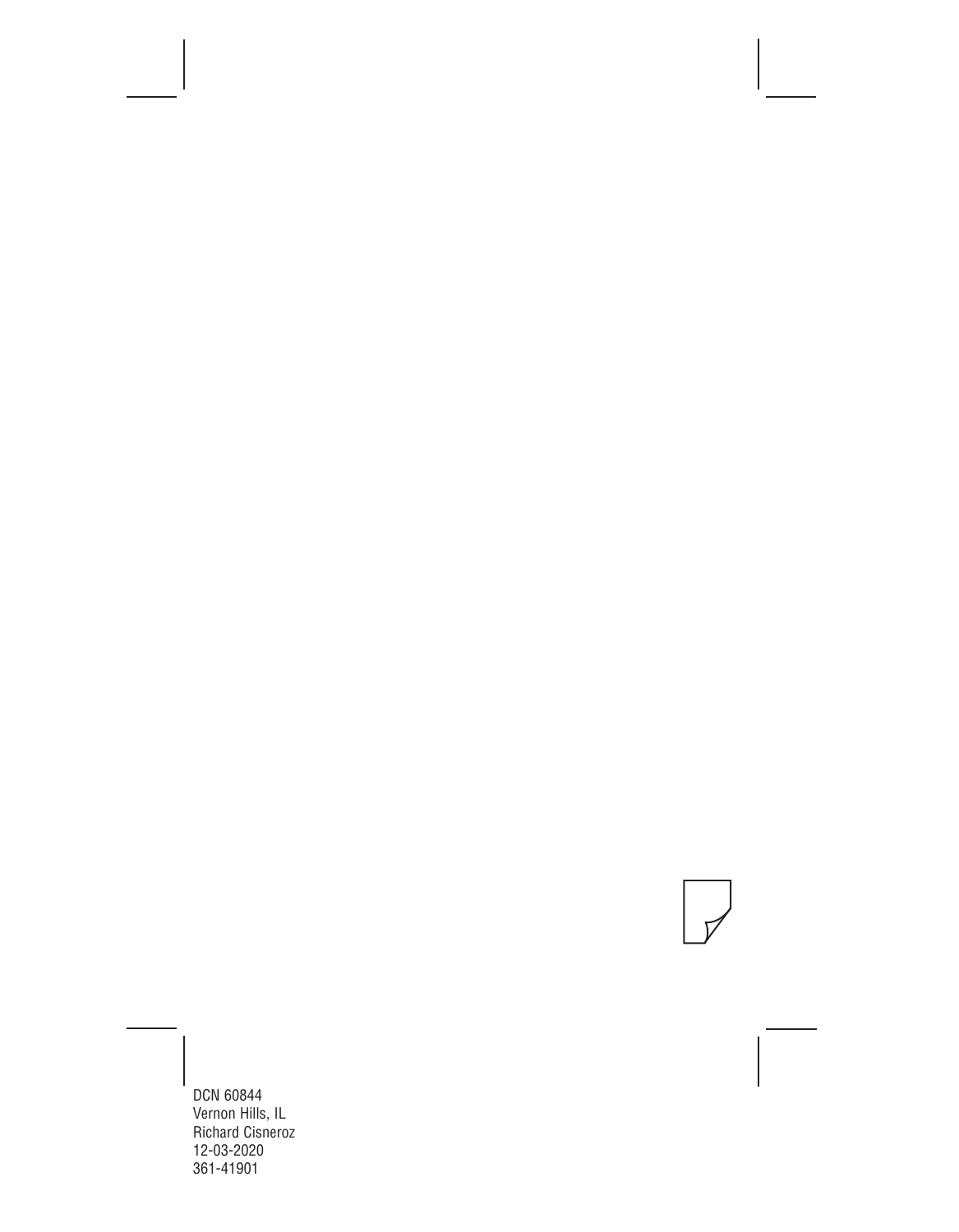DCN 60844
Vernon Hills, IL
Richard Cisneroz
12-03-2020
361-41901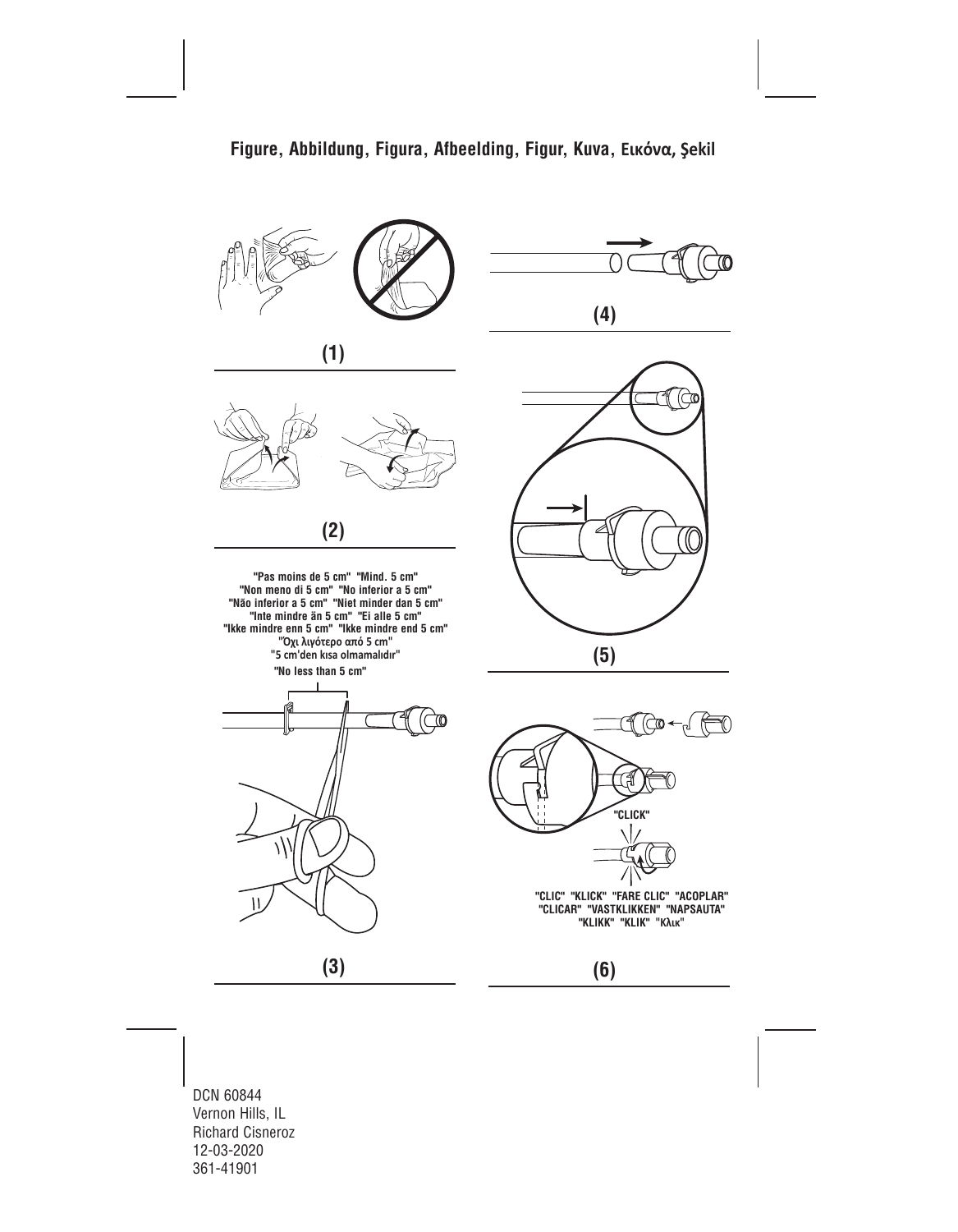Figure, Abbildung, Figura, Afbeelding, Figur, Kuva, Εικόνα, Şekil

(1)

(2)

"Pas moins de 5 cm" "Mind. 5 cm"
"Non meno di 5 cm" "No inferior a 5 cm"
"Não inferior a 5 cm" "Niet minder dan 5 cm"
"Inte mindre än 5 cm" "Ei alle 5 cm"
"Ikke mindre enn 5 cm" "Ikke mindre end 5 cm"
"Όχι λιγότερο από 5 cm"
"5 cm'den kısa olmamalıdır"
"No less than 5 cm"

(3)

(4)

(5)

"CLICK"

"CLIC" "KLICK" "FARE CLIC" "ACOPLAR"
"CLICAR" "VASTKLIKKEN" "NAPSAUTA"
"KLIKK" "KLIK" "Κλικ"

(6)

DCN 60844
Vernon Hills, IL
Richard Cisneroz
12-03-2020
361-41901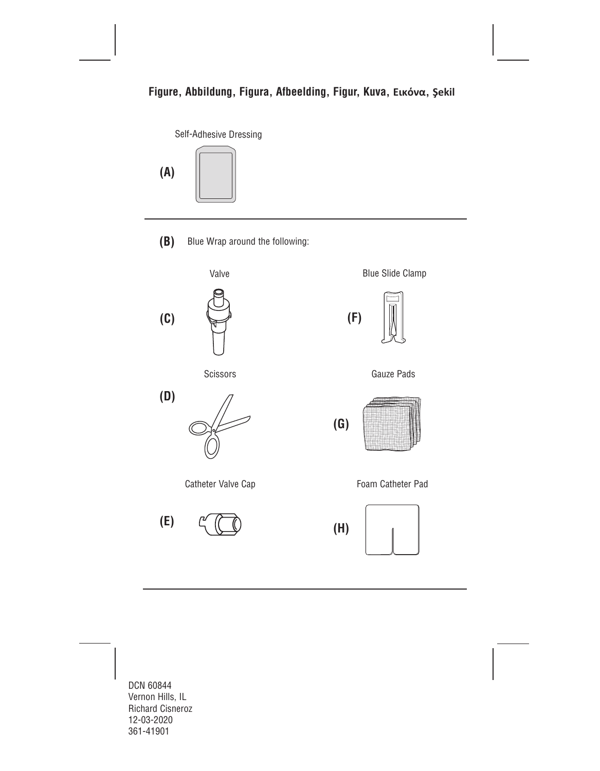**Figure, Abbildung, Figura, Afbeelding, Figur, Kuva, Εικόνα, Şekil**

Self-Adhesive Dressing

**(A)**

**(B)** Blue Wrap around the following:

Valve

**(C)**

Blue Slide Clamp

**(F)**

Scissors

**(D)**

Gauze Pads

**(G)**

Catheter Valve Cap

**(E)**

Foam Catheter Pad

**(H)**

DCN 60844
Vernon Hills, IL
Richard Cisneroz
12-03-2020
361-41901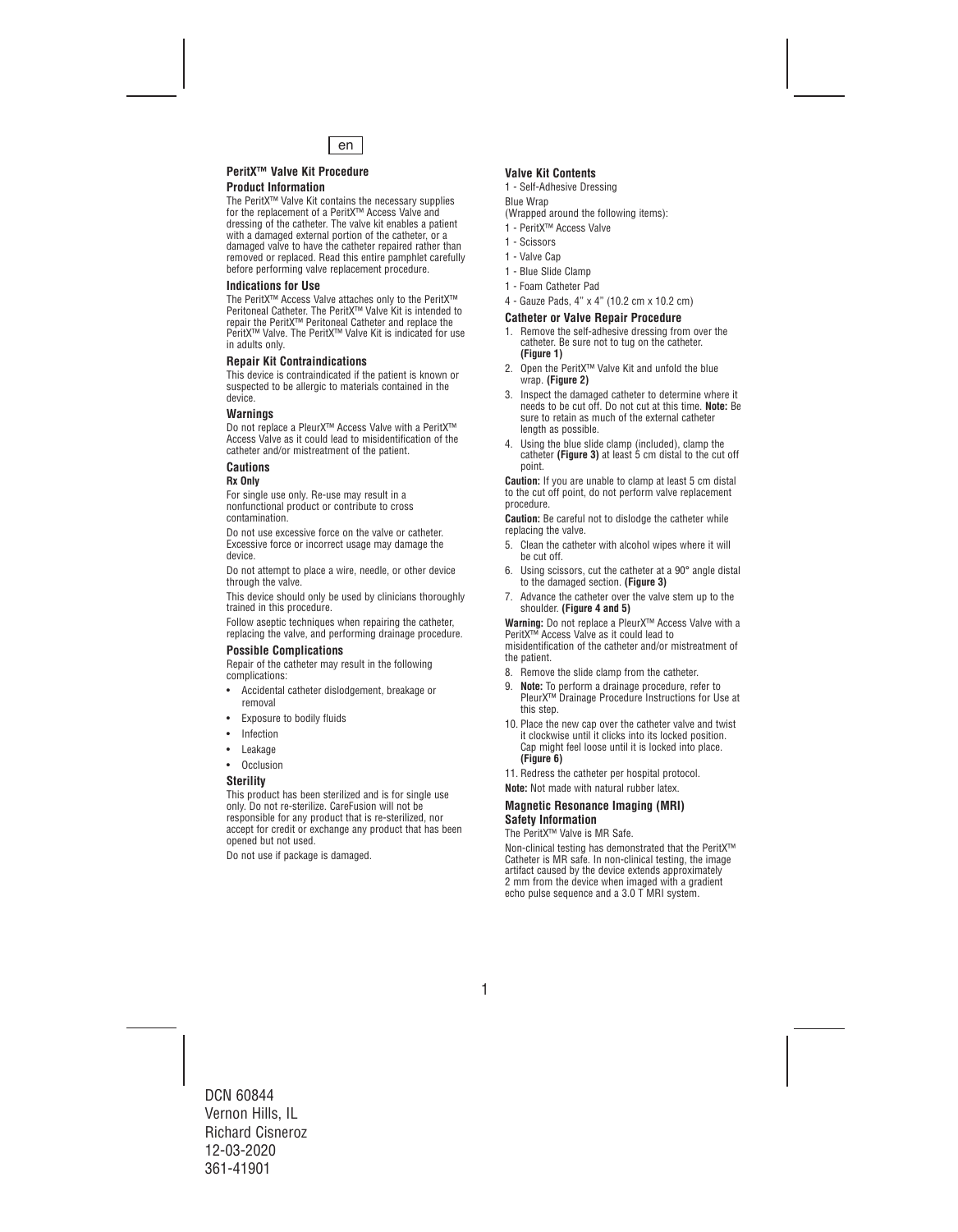en

# PeritX™ Valve Kit Procedure

## Product Information

The PeritX™ Valve Kit contains the necessary supplies for the replacement of a PeritX™ Access Valve and dressing of the catheter. The valve kit enables a patient with a damaged external portion of the catheter, or a damaged valve to have the catheter repaired rather than removed or replaced. Read this entire pamphlet carefully before performing valve replacement procedure.

## Indications for Use

The PeritX™ Access Valve attaches only to the PeritX™ Peritoneal Catheter. The PeritX™ Valve Kit is intended to repair the PeritX™ Peritoneal Catheter and replace the PeritX™ Valve. The PeritX™ Valve Kit is indicated for use in adults only.

## Repair Kit Contraindications

This device is contraindicated if the patient is known or suspected to be allergic to materials contained in the device.

## Warnings

Do not replace a PleurX™ Access Valve with a PeritX™ Access Valve as it could lead to misidentification of the catheter and/or mistreatment of the patient.

## Cautions

**Rx Only**

For single use only. Re-use may result in a nonfunctional product or contribute to cross contamination.

Do not use excessive force on the valve or catheter. Excessive force or incorrect usage may damage the device.

Do not attempt to place a wire, needle, or other device through the valve.

This device should only be used by clinicians thoroughly trained in this procedure.

Follow aseptic techniques when repairing the catheter, replacing the valve, and performing drainage procedure.

## Possible Complications

Repair of the catheter may result in the following complications:

- Accidental catheter dislodgement, breakage or removal
- Exposure to bodily fluids
- Infection
- Leakage
- Occlusion

## Sterility

This product has been sterilized and is for single use only. Do not re-sterilize. CareFusion will not be responsible for any product that is re-sterilized, nor accept for credit or exchange any product that has been opened but not used.

Do not use if package is damaged.

## Valve Kit Contents

1 - Self-Adhesive Dressing

Blue Wrap
(Wrapped around the following items):

1 - PeritX™ Access Valve

1 - Scissors

1 - Valve Cap

1 - Blue Slide Clamp

1 - Foam Catheter Pad

4 - Gauze Pads, 4" x 4" (10.2 cm x 10.2 cm)

## Catheter or Valve Repair Procedure

1. Remove the self-adhesive dressing from over the catheter. Be sure not to tug on the catheter. **(Figure 1)**
2. Open the PeritX™ Valve Kit and unfold the blue wrap. **(Figure 2)**
3. Inspect the damaged catheter to determine where it needs to be cut off. Do not cut at this time. **Note:** Be sure to retain as much of the external catheter length as possible.
4. Using the blue slide clamp (included), clamp the catheter **(Figure 3)** at least 5 cm distal to the cut off point.

**Caution:** If you are unable to clamp at least 5 cm distal to the cut off point, do not perform valve replacement procedure.

**Caution:** Be careful not to dislodge the catheter while replacing the valve.

5. Clean the catheter with alcohol wipes where it will be cut off.
6. Using scissors, cut the catheter at a 90° angle distal to the damaged section. **(Figure 3)**
7. Advance the catheter over the valve stem up to the shoulder. **(Figure 4 and 5)**

**Warning:** Do not replace a PleurX™ Access Valve with a PeritX™ Access Valve as it could lead to misidentification of the catheter and/or mistreatment of the patient.

8. Remove the slide clamp from the catheter.
9. **Note:** To perform a drainage procedure, refer to PleurX™ Drainage Procedure Instructions for Use at this step.
10. Place the new cap over the catheter valve and twist it clockwise until it clicks into its locked position. Cap might feel loose until it is locked into place. **(Figure 6)**
11. Redress the catheter per hospital protocol.

**Note:** Not made with natural rubber latex.

## Magnetic Resonance Imaging (MRI) Safety Information

The PeritX™ Valve is MR Safe.

Non-clinical testing has demonstrated that the PeritX™ Catheter is MR safe. In non-clinical testing, the image artifact caused by the device extends approximately 2 mm from the device when imaged with a gradient echo pulse sequence and a 3.0 T MRI system.

DCN 60844
Vernon Hills, IL
Richard Cisneroz
12-03-2020
361-41901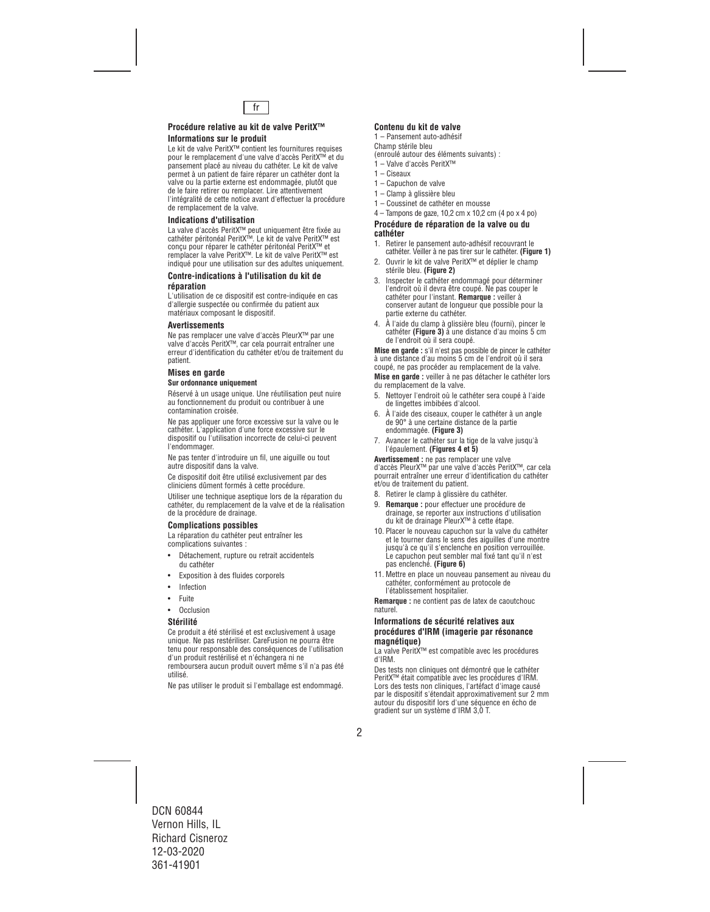fr

## Procédure relative au kit de valve PeritX™

### Informations sur le produit

Le kit de valve PeritX™ contient les fournitures requises pour le remplacement d'une valve d'accès PeritX™ et du pansement placé au niveau du cathéter. Le kit de valve permet à un patient de faire réparer un cathéter dont la valve ou la partie externe est endommagée, plutôt que de le faire retirer ou remplacer. Lire attentivement l'intégralité de cette notice avant d'effectuer la procédure de remplacement de la valve.

### Indications d'utilisation

La valve d'accès PeritX™ peut uniquement être fixée au cathéter péritonéal PeritX™. Le kit de valve PeritX™ est conçu pour réparer le cathéter péritonéal PeritX™ et remplacer la valve PeritX™. Le kit de valve PeritX™ est indiqué pour une utilisation sur des adultes uniquement.

### Contre-indications à l'utilisation du kit de réparation

L'utilisation de ce dispositif est contre-indiquée en cas d'allergie suspectée ou confirmée du patient aux matériaux composant le dispositif.

### Avertissements

Ne pas remplacer une valve d'accès PleurX™ par une valve d'accès PeritX™, car cela pourrait entraîner une erreur d'identification du cathéter et/ou de traitement du patient.

### Mises en garde

**Sur ordonnance uniquement**

Réservé à un usage unique. Une réutilisation peut nuire au fonctionnement du produit ou contribuer à une contamination croisée.

Ne pas appliquer une force excessive sur la valve ou le cathéter. L'application d'une force excessive sur le dispositif ou l'utilisation incorrecte de celui-ci peuvent l'endommager.

Ne pas tenter d'introduire un fil, une aiguille ou tout autre dispositif dans la valve.

Ce dispositif doit être utilisé exclusivement par des cliniciens dûment formés à cette procédure.

Utiliser une technique aseptique lors de la réparation du cathéter, du remplacement de la valve et de la réalisation de la procédure de drainage.

### Complications possibles

La réparation du cathéter peut entraîner les complications suivantes :

- Détachement, rupture ou retrait accidentels du cathéter
- Exposition à des fluides corporels
- Infection
- Fuite
- Occlusion

### Stérilité

Ce produit a été stérilisé et est exclusivement à usage unique. Ne pas restériliser. CareFusion ne pourra être tenu pour responsable des conséquences de l'utilisation d'un produit restérilisé et n'échangera ni ne remboursera aucun produit ouvert même s'il n'a pas été utilisé.

Ne pas utiliser le produit si l'emballage est endommagé.

### Contenu du kit de valve

1 – Pansement auto-adhésif

Champ stérile bleu
(enroulé autour des éléments suivants) :

1 – Valve d'accès PeritX™

1 – Ciseaux

1 – Capuchon de valve

1 – Clamp à glissière bleu

1 – Coussinet de cathéter en mousse

4 – Tampons de gaze, 10,2 cm x 10,2 cm (4 po x 4 po)

### Procédure de réparation de la valve ou du cathéter

1. Retirer le pansement auto-adhésif recouvrant le cathéter. Veiller à ne pas tirer sur le cathéter. **(Figure 1)**
2. Ouvrir le kit de valve PeritX™ et déplier le champ stérile bleu. **(Figure 2)**
3. Inspecter le cathéter endommagé pour déterminer l'endroit où il devra être coupé. Ne pas couper le cathéter pour l'instant. **Remarque :** veiller à conserver autant de longueur que possible pour la partie externe du cathéter.
4. À l'aide du clamp à glissière bleu (fourni), pincer le cathéter **(Figure 3)** à une distance d'au moins 5 cm de l'endroit où il sera coupé.

**Mise en garde :** s'il n'est pas possible de pincer le cathéter à une distance d'au moins 5 cm de l'endroit où il sera coupé, ne pas procéder au remplacement de la valve.

**Mise en garde :** veiller à ne pas détacher le cathéter lors du remplacement de la valve.

5. Nettoyer l'endroit où le cathéter sera coupé à l'aide de lingettes imbibées d'alcool.
6. À l'aide des ciseaux, couper le cathéter à un angle de 90° à une certaine distance de la partie endommagée. **(Figure 3)**
7. Avancer le cathéter sur la tige de la valve jusqu'à l'épaulement. **(Figures 4 et 5)**

**Avertissement :** ne pas remplacer une valve d'accès PleurX™ par une valve d'accès PeritX™, car cela pourrait entraîner une erreur d'identification du cathéter et/ou de traitement du patient.

8. Retirer le clamp à glissière du cathéter.
9. **Remarque :** pour effectuer une procédure de drainage, se reporter aux instructions d'utilisation du kit de drainage PleurX™ à cette étape.
10. Placer le nouveau capuchon sur la valve du cathéter et le tourner dans le sens des aiguilles d'une montre jusqu'à ce qu'il s'enclenche en position verrouillée. Le capuchon peut sembler mal fixé tant qu'il n'est pas enclenché. **(Figure 6)**
11. Mettre en place un nouveau pansement au niveau du cathéter, conformément au protocole de l'établissement hospitalier.

**Remarque :** ne contient pas de latex de caoutchouc naturel.

### Informations de sécurité relatives aux procédures d'IRM (imagerie par résonance magnétique)

La valve PeritX™ est compatible avec les procédures d'IRM.

Des tests non cliniques ont démontré que le cathéter PeritX™ était compatible avec les procédures d'IRM. Lors des tests non cliniques, l'artéfact d'image causé par le dispositif s'étendait approximativement sur 2 mm autour du dispositif lors d'une séquence en écho de gradient sur un système d'IRM 3,0 T.

DCN 60844
Vernon Hills, IL
Richard Cisneroz
12-03-2020
361-41901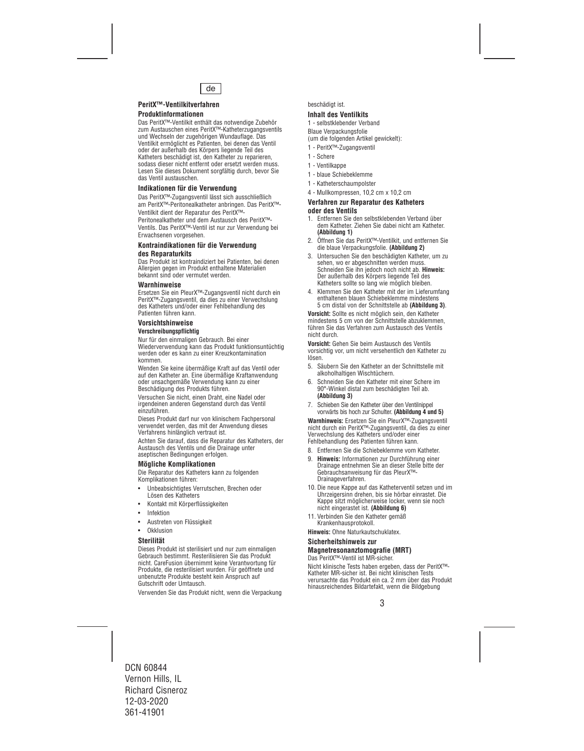de

## PeritX™-Ventilkitverfahren

### Produktinformationen

Das PeritX™-Ventilkit enthält das notwendige Zubehör zum Austauschen eines PeritX™-Katheterzugangsventils und Wechseln der zugehörigen Wundauflage. Das Ventilkit ermöglicht es Patienten, bei denen das Ventil oder der außerhalb des Körpers liegende Teil des Katheters beschädigt ist, den Katheter zu reparieren, sodass dieser nicht entfernt oder ersetzt werden muss. Lesen Sie dieses Dokument sorgfältig durch, bevor Sie das Ventil austauschen.

### Indikationen für die Verwendung

Das PeritX™-Zugangsventil lässt sich ausschließlich am PeritX™-Peritonealkatheter anbringen. Das PeritX™-Ventilkit dient der Reparatur des PeritX™-Peritonealkatheter und dem Austausch des PeritX™-Ventils. Das PeritX™-Ventil ist nur zur Verwendung bei Erwachsenen vorgesehen.

### Kontraindikationen für die Verwendung des Reparaturkits

Das Produkt ist kontraindiziert bei Patienten, bei denen Allergien gegen im Produkt enthaltenen Materialien bekannt sind oder vermutet werden.

### Warnhinweise

Ersetzen Sie ein PleurX™-Zugangsventil nicht durch ein PeritX™-Zugangsventil, da dies zu einer Verwechslung des Katheters und/oder einer Fehlbehandlung des Patienten führen kann.

### Vorsichtshinweise

**Verschreibungspflichtig**

Nur für den einmaligen Gebrauch. Bei einer Wiederverwendung kann das Produkt funktionsuntüchtig werden oder es kann zu einer Kreuzkontamination kommen.

Wenden Sie keine übermäßige Kraft auf das Ventil oder auf den Katheter an. Eine übermäßige Kraftanwendung oder unsachgemäße Verwendung kann zu einer Beschädigung des Produkts führen.

Versuchen Sie nicht, einen Draht, eine Nadel oder irgendeinen anderen Gegenstand durch das Ventil einzuführen.

Dieses Produkt darf nur von klinischem Fachpersonal verwendet werden, das mit der Anwendung dieses Verfahrens hinlänglich vertraut ist.

Achten Sie darauf, dass die Reparatur des Katheters, der Austausch des Ventils und die Drainage unter aseptischen Bedingungen erfolgen.

### Mögliche Komplikationen

Die Reparatur des Katheters kann zu folgenden Komplikationen führen:

- Unbeabsichtigtes Verrutschen, Brechen oder Lösen des Katheters
- Kontakt mit Körperflüssigkeiten
- Infektion
- Austreten von Flüssigkeit
- Okklusion

### Sterilität

Dieses Produkt ist sterilisiert und nur zum einmaligen Gebrauch bestimmt. Resterilisieren Sie das Produkt nicht. CareFusion übernimmt keine Verantwortung für Produkte, die resterilisiert wurden. Für geöffnete und unbenutzte Produkte besteht kein Anspruch auf Gutschrift oder Umtausch.

Verwenden Sie das Produkt nicht, wenn die Verpackung beschädigt ist.

### Inhalt des Ventilkits

1 - selbstklebender Verband

Blaue Verpackungsfolie
(um die folgenden Artikel gewickelt):

1 - PeritX™-Zugangsventil

1 - Schere

1 - Ventilkappe

1 - blaue Schiebeklemme

1 - Katheterschaumpolster

4 - Mullkompressen, 10,2 cm x 10,2 cm

### Verfahren zur Reparatur des Katheters oder des Ventils

1. Entfernen Sie den selbstklebenden Verband über dem Katheter. Ziehen Sie dabei nicht am Katheter. **(Abbildung 1)**
2. Öffnen Sie das PeritX™-Ventilkit, und entfernen Sie die blaue Verpackungsfolie. **(Abbildung 2)**
3. Untersuchen Sie den beschädigten Katheter, um zu sehen, wo er abgeschnitten werden muss. Schneiden Sie ihn jedoch noch nicht ab. **Hinweis:** Der außerhalb des Körpers liegende Teil des Katheters sollte so lang wie möglich bleiben.
4. Klemmen Sie den Katheter mit der im Lieferumfang enthaltenen blauen Schiebeklemme mindestens 5 cm distal von der Schnittstelle ab **(Abbildung 3)**.

**Vorsicht:** Sollte es nicht möglich sein, den Katheter mindestens 5 cm von der Schnittstelle abzuklemmen, führen Sie das Verfahren zum Austausch des Ventils nicht durch.

**Vorsicht:** Gehen Sie beim Austausch des Ventils vorsichtig vor, um nicht versehentlich den Katheter zu lösen.

5. Säubern Sie den Katheter an der Schnittstelle mit alkoholhaltigen Wischtüchern.
6. Schneiden Sie den Katheter mit einer Schere im 90°-Winkel distal zum beschädigten Teil ab. **(Abbildung 3)**
7. Schieben Sie den Katheter über den Ventilnippel vorwärts bis hoch zur Schulter. **(Abbildung 4 und 5)**

**Warnhinweis:** Ersetzen Sie ein PleurX™-Zugangsventil nicht durch ein PeritX™-Zugangsventil, da dies zu einer Verwechslung des Katheters und/oder einer Fehlbehandlung des Patienten führen kann.

8. Entfernen Sie die Schiebeklemme vom Katheter.
9. **Hinweis:** Informationen zur Durchführung einer Drainage entnehmen Sie an dieser Stelle bitte der Gebrauchsanweisung für das PleurX™-Drainageverfahren.
10. Die neue Kappe auf das Katheterventil setzen und im Uhrzeigersinn drehen, bis sie hörbar einrastet. Die Kappe sitzt möglicherweise locker, wenn sie noch nicht eingerastet ist. **(Abbildung 6)**
11. Verbinden Sie den Katheter gemäß Krankenhausprotokoll.

**Hinweis:** Ohne Naturkautschuklatex.

### Sicherheitshinweis zur Magnetresonanztomografie (MRT)

Das PeritX™-Ventil ist MR-sicher.

Nicht klinische Tests haben ergeben, dass der PeritX™-Katheter MR-sicher ist. Bei nicht klinischen Tests verursachte das Produkt ein ca. 2 mm über das Produkt hinausreichendes Bildartefakt, wenn die Bildgebung

DCN 60844
Vernon Hills, IL
Richard Cisneroz
12-03-2020
361-41901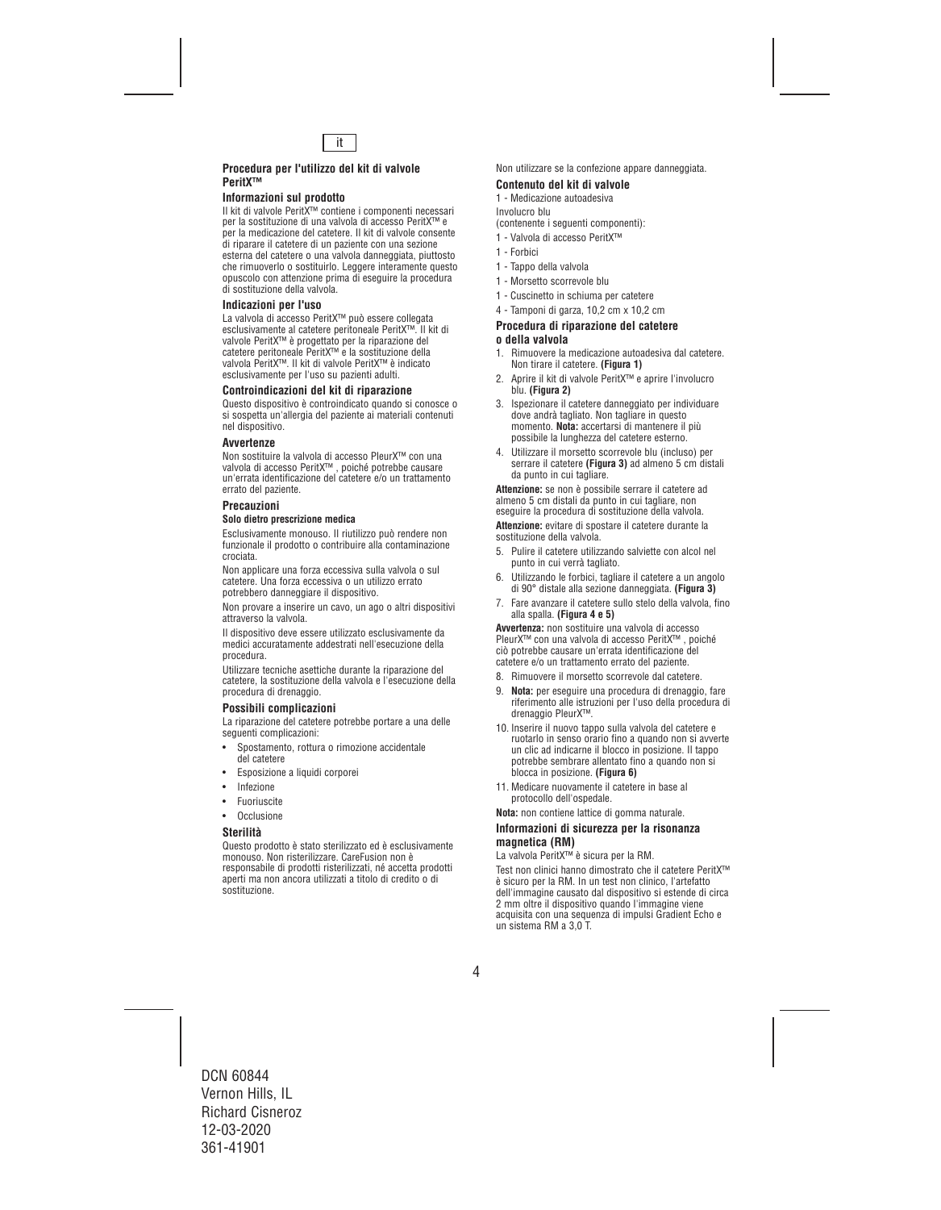it

## Procedura per l'utilizzo del kit di valvole PeritX™

### Informazioni sul prodotto

Il kit di valvole PeritX™ contiene i componenti necessari per la sostituzione di una valvola di accesso PeritX™ e per la medicazione del catetere. Il kit di valvole consente di riparare il catetere di un paziente con una sezione esterna del catetere o una valvola danneggiata, piuttosto che rimuoverlo o sostituirlo. Leggere interamente questo opuscolo con attenzione prima di eseguire la procedura di sostituzione della valvola.

### Indicazioni per l'uso

La valvola di accesso PeritX™ può essere collegata esclusivamente al catetere peritoneale PeritX™. Il kit di valvole PeritX™ è progettato per la riparazione del catetere peritoneale PeritX™ e la sostituzione della valvola PeritX™. Il kit di valvole PeritX™ è indicato esclusivamente per l'uso su pazienti adulti.

### Controindicazioni del kit di riparazione

Questo dispositivo è controindicato quando si conosce o si sospetta un'allergia del paziente ai materiali contenuti nel dispositivo.

### Avvertenze

Non sostituire la valvola di accesso PleurX™ con una valvola di accesso PeritX™ , poiché potrebbe causare un'errata identificazione del catetere e/o un trattamento errato del paziente.

### Precauzioni

**Solo dietro prescrizione medica**

Esclusivamente monouso. Il riutilizzo può rendere non funzionale il prodotto o contribuire alla contaminazione crociata.

Non applicare una forza eccessiva sulla valvola o sul catetere. Una forza eccessiva o un utilizzo errato potrebbero danneggiare il dispositivo.

Non provare a inserire un cavo, un ago o altri dispositivi attraverso la valvola.

Il dispositivo deve essere utilizzato esclusivamente da medici accuratamente addestrati nell'esecuzione della procedura.

Utilizzare tecniche asettiche durante la riparazione del catetere, la sostituzione della valvola e l'esecuzione della procedura di drenaggio.

### Possibili complicazioni

La riparazione del catetere potrebbe portare a una delle seguenti complicazioni:

- Spostamento, rottura o rimozione accidentale del catetere
- Esposizione a liquidi corporei
- Infezione
- Fuoriuscite
- Occlusione

### Sterilità

Questo prodotto è stato sterilizzato ed è esclusivamente monouso. Non risterilizzare. CareFusion non è responsabile di prodotti risterilizzati, né accetta prodotti aperti ma non ancora utilizzati a titolo di credito o di sostituzione.

Non utilizzare se la confezione appare danneggiata.

### Contenuto del kit di valvole

1 - Medicazione autoadesiva

Involucro blu

(contenente i seguenti componenti):

1 - Valvola di accesso PeritX™

1 - Forbici

1 - Tappo della valvola

1 - Morsetto scorrevole blu

1 - Cuscinetto in schiuma per catetere

4 - Tamponi di garza, 10,2 cm x 10,2 cm

### Procedura di riparazione del catetere o della valvola

1. Rimuovere la medicazione autoadesiva dal catetere. Non tirare il catetere. **(Figura 1)**
2. Aprire il kit di valvole PeritX™ e aprire l'involucro blu. **(Figura 2)**
3. Ispezionare il catetere danneggiato per individuare dove andrà tagliato. Non tagliare in questo momento. **Nota:** accertarsi di mantenere il più possibile la lunghezza del catetere esterno.
4. Utilizzare il morsetto scorrevole blu (incluso) per serrare il catetere **(Figura 3)** ad almeno 5 cm distali da punto in cui tagliare.

**Attenzione:** se non è possibile serrare il catetere ad almeno 5 cm distali da punto in cui tagliare, non eseguire la procedura di sostituzione della valvola.

**Attenzione:** evitare di spostare il catetere durante la sostituzione della valvola.

5. Pulire il catetere utilizzando salviette con alcol nel punto in cui verrà tagliato.
6. Utilizzando le forbici, tagliare il catetere a un angolo di 90° distale alla sezione danneggiata. **(Figura 3)**
7. Fare avanzare il catetere sullo stelo della valvola, fino alla spalla. **(Figura 4 e 5)**

**Avvertenza:** non sostituire una valvola di accesso PleurX™ con una valvola di accesso PeritX™ , poiché ciò potrebbe causare un'errata identificazione del catetere e/o un trattamento errato del paziente.

8. Rimuovere il morsetto scorrevole dal catetere.
9. **Nota:** per eseguire una procedura di drenaggio, fare riferimento alle istruzioni per l'uso della procedura di drenaggio PleurX™.
10. Inserire il nuovo tappo sulla valvola del catetere e ruotarlo in senso orario fino a quando non si avverte un clic ad indicarne il blocco in posizione. Il tappo potrebbe sembrare allentato fino a quando non si blocca in posizione. **(Figura 6)**
11. Medicare nuovamente il catetere in base al protocollo dell'ospedale.

**Nota:** non contiene lattice di gomma naturale.

### Informazioni di sicurezza per la risonanza magnetica (RM)

La valvola PeritX™ è sicura per la RM.

Test non clinici hanno dimostrato che il catetere PeritX™ è sicuro per la RM. In un test non clinico, l'artefatto dell'immagine causato dal dispositivo si estende di circa 2 mm oltre il dispositivo quando l'immagine viene acquisita con una sequenza di impulsi Gradient Echo e un sistema RM a 3,0 T.

DCN 60844
Vernon Hills, IL
Richard Cisneroz
12-03-2020
361-41901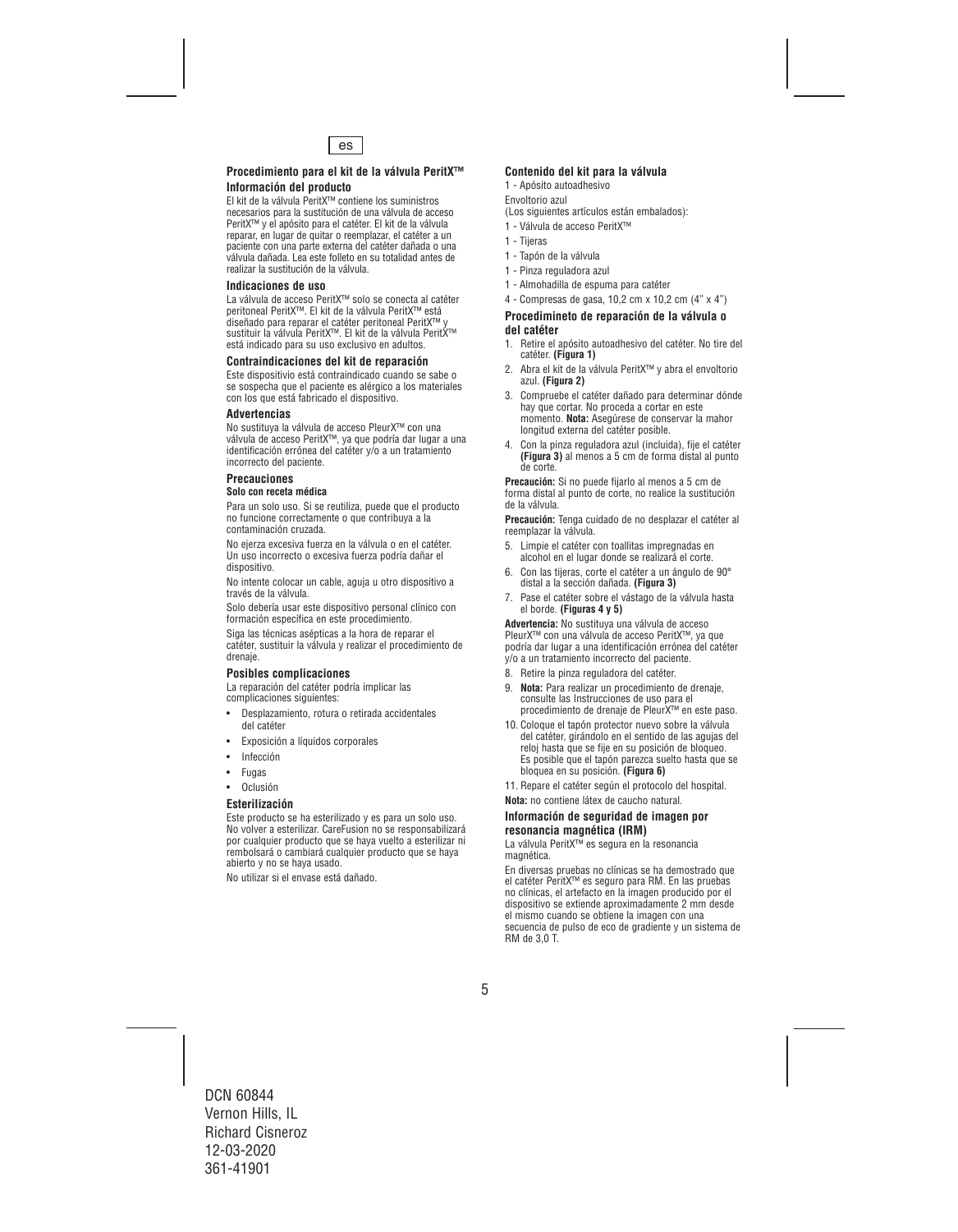es

### Procedimiento para el kit de la válvula PeritX™

#### Información del producto

El kit de la válvula PeritX™ contiene los suministros necesarios para la sustitución de una válvula de acceso PeritX™ y el apósito para el catéter. El kit de la válvula reparar, en lugar de quitar o reemplazar, el catéter a un paciente con una parte externa del catéter dañada o una válvula dañada. Lea este folleto en su totalidad antes de realizar la sustitución de la válvula.

#### Indicaciones de uso

La válvula de acceso PeritX™ solo se conecta al catéter peritoneal PeritX™. El kit de la válvula PeritX™ está diseñado para reparar el catéter peritoneal PeritX™ y sustituir la válvula PeritX™. El kit de la válvula PeritX™ está indicado para su uso exclusivo en adultos.

#### Contraindicaciones del kit de reparación

Este dispositivio está contraindicado cuando se sabe o se sospecha que el paciente es alérgico a los materiales con los que está fabricado el dispositivo.

#### Advertencias

No sustituya la válvula de acceso PleurX™ con una válvula de acceso PeritX™, ya que podría dar lugar a una identificación errónea del catéter y/o a un tratamiento incorrecto del paciente.

#### Precauciones

**Solo con receta médica**

Para un solo uso. Si se reutiliza, puede que el producto no funcione correctamente o que contribuya a la contaminación cruzada.

No ejerza excesiva fuerza en la válvula o en el catéter. Un uso incorrecto o excesiva fuerza podría dañar el dispositivo.

No intente colocar un cable, aguja u otro dispositivo a través de la válvula.

Solo debería usar este dispositivo personal clínico con formación específica en este procedimiento.

Siga las técnicas asépticas a la hora de reparar el catéter, sustituir la válvula y realizar el procedimiento de drenaje.

#### Posibles complicaciones

La reparación del catéter podría implicar las complicaciones siguientes:

- Desplazamiento, rotura o retirada accidentales del catéter
- Exposición a líquidos corporales
- Infección
- Fugas
- Oclusión

#### Esterilización

Este producto se ha esterilizado y es para un solo uso. No volver a esterilizar. CareFusion no se responsabilizará por cualquier producto que se haya vuelto a esterilizar ni rembolsará o cambiará cualquier producto que se haya abierto y no se haya usado.

No utilizar si el envase está dañado.

#### Contenido del kit para la válvula

1 - Apósito autoadhesivo

Envoltorio azul

(Los siguientes artículos están embalados):

1 - Válvula de acceso PeritX™

1 - Tijeras

1 - Tapón de la válvula

1 - Pinza reguladora azul

1 - Almohadilla de espuma para catéter

4 - Compresas de gasa, 10,2 cm x 10,2 cm (4" x 4")

#### Procedimineto de reparación de la válvula o del catéter

1. Retire el apósito autoadhesivo del catéter. No tire del catéter. **(Figura 1)**
2. Abra el kit de la válvula PeritX™ y abra el envoltorio azul. **(Figura 2)**
3. Compruebe el catéter dañado para determinar dónde hay que cortar. No proceda a cortar en este momento. **Nota:** Asegúrese de conservar la mahor longitud externa del catéter posible.
4. Con la pinza reguladora azul (incluida), fije el catéter **(Figura 3)** al menos a 5 cm de forma distal al punto de corte.

**Precaución:** Si no puede fijarlo al menos a 5 cm de forma distal al punto de corte, no realice la sustitución de la válvula.

**Precaución:** Tenga cuidado de no desplazar el catéter al reemplazar la válvula.

5. Limpie el catéter con toallitas impregnadas en alcohol en el lugar donde se realizará el corte.
6. Con las tijeras, corte el catéter a un ángulo de 90° distal a la sección dañada. **(Figura 3)**
7. Pase el catéter sobre el vástago de la válvula hasta el borde. **(Figuras 4 y 5)**

**Advertencia:** No sustituya una válvula de acceso PleurX™ con una válvula de acceso PeritX™, ya que podría dar lugar a una identificación errónea del catéter y/o a un tratamiento incorrecto del paciente.

8. Retire la pinza reguladora del catéter.
9. **Nota:** Para realizar un procedimiento de drenaje, consulte las Instrucciones de uso para el procedimiento de drenaje de PleurX™ en este paso.
10. Coloque el tapón protector nuevo sobre la válvula del catéter, girándolo en el sentido de las agujas del reloj hasta que se fije en su posición de bloqueo. Es posible que el tapón parezca suelto hasta que se bloquea en su posición. **(Figura 6)**
11. Repare el catéter según el protocolo del hospital.

**Nota:** no contiene látex de caucho natural.

#### Información de seguridad de imagen por resonancia magnética (IRM)

La válvula PeritX™ es segura en la resonancia magnética.

En diversas pruebas no clínicas se ha demostrado que el catéter PeritX™ es seguro para RM. En las pruebas no clínicas, el artefacto en la imagen producido por el dispositivo se extiende aproximadamente 2 mm desde el mismo cuando se obtiene la imagen con una secuencia de pulso de eco de gradiente y un sistema de RM de 3,0 T.

DCN 60844
Vernon Hills, IL
Richard Cisneroz
12-03-2020
361-41901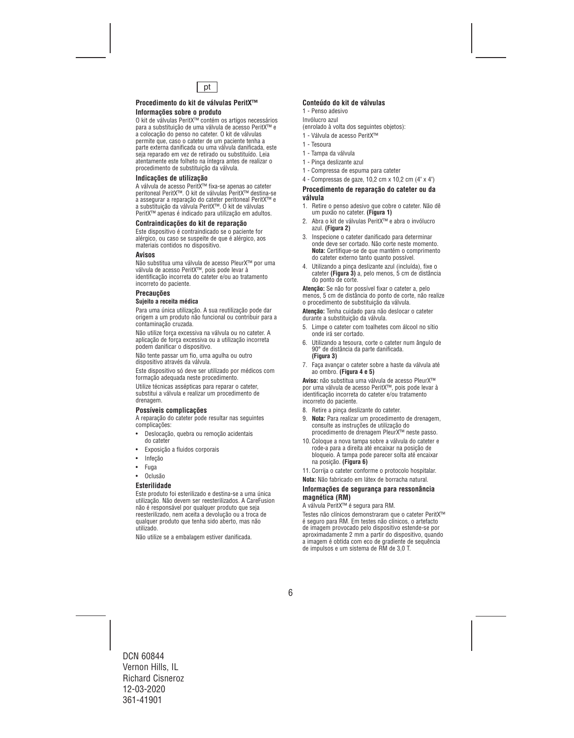pt

### Procedimento do kit de válvulas PeritX™

#### Informações sobre o produto

O kit de válvulas PeritX™ contém os artigos necessários para a substituição de uma válvula de acesso PeritX™ e a colocação do penso no cateter. O kit de válvulas permite que, caso o cateter de um paciente tenha a parte externa danificada ou uma válvula danificada, este seja reparado em vez de retirado ou substituído. Leia atentamente este folheto na íntegra antes de realizar o procedimento de substituição da válvula.

#### Indicações de utilização

A válvula de acesso PeritX™ fixa-se apenas ao cateter peritoneal PeritX™. O kit de válvulas PeritX™ destina-se a assegurar a reparação do cateter peritoneal PeritX™ e a substituição da válvula PeritX™. O kit de válvulas PeritX™ apenas é indicado para utilização em adultos.

#### Contraindicações do kit de reparação

Este dispositivo é contraindicado se o paciente for alérgico, ou caso se suspeite de que é alérgico, aos materiais contidos no dispositivo.

#### Avisos

Não substitua uma válvula de acesso PleurX™ por uma válvula de acesso PeritX™, pois pode levar à identificação incorreta do cateter e/ou ao tratamento incorreto do paciente.

#### Precauções

**Sujeito a receita médica**

Para uma única utilização. A sua reutilização pode dar origem a um produto não funcional ou contribuir para a contaminação cruzada.

Não utilize força excessiva na válvula ou no cateter. A aplicação de força excessiva ou a utilização incorreta podem danificar o dispositivo.

Não tente passar um fio, uma agulha ou outro dispositivo através da válvula.

Este dispositivo só deve ser utilizado por médicos com formação adequada neste procedimento.

Utilize técnicas assépticas para reparar o cateter, substitui a válvula e realizar um procedimento de drenagem.

#### Possíveis complicações

A reparação do cateter pode resultar nas seguintes complicações:

- Deslocação, quebra ou remoção acidentais do cateter
- Exposição a fluidos corporais
- Infeção
- Fuga
- Oclusão

#### Esterilidade

Este produto foi esterilizado e destina-se a uma única utilização. Não devem ser reesterilizados. A CareFusion não é responsável por qualquer produto que seja reesterilizado, nem aceita a devolução ou a troca de qualquer produto que tenha sido aberto, mas não utilizado.

Não utilize se a embalagem estiver danificada.

#### Conteúdo do kit de válvulas

1 - Penso adesivo

Invólucro azul
(enrolado à volta dos seguintes objetos):

1 - Válvula de acesso PeritX™

1 - Tesoura

1 - Tampa da válvula

1 - Pinça deslizante azul

1 - Compressa de espuma para cateter

4 - Compressas de gaze, 10,2 cm x 10,2 cm (4" x 4")

#### Procedimento de reparação do cateter ou da válvula

1. Retire o penso adesivo que cobre o cateter. Não dê um puxão no cateter. **(Figura 1)**
2. Abra o kit de válvulas PeritX™ e abra o invólucro azul. **(Figura 2)**
3. Inspecione o cateter danificado para determinar onde deve ser cortado. Não corte neste momento. **Nota:** Certifique-se de que mantém o comprimento do cateter externo tanto quanto possível.
4. Utilizando a pinça deslizante azul (incluída), fixe o cateter **(Figura 3)** a, pelo menos, 5 cm de distância do ponto de corte.

**Atenção:** Se não for possível fixar o cateter a, pelo menos, 5 cm de distância do ponto de corte, não realize o procedimento de substituição da válvula.

**Atenção:** Tenha cuidado para não deslocar o cateter durante a substituição da válvula.

5. Limpe o cateter com toalhetes com álcool no sítio onde irá ser cortado.
6. Utilizando a tesoura, corte o cateter num ângulo de 90° de distância da parte danificada. **(Figura 3)**
7. Faça avançar o cateter sobre a haste da válvula até ao ombro. **(Figura 4 e 5)**

**Aviso:** não substitua uma válvula de acesso PleurX™ por uma válvula de acesso PeritX™, pois pode levar à identificação incorreta do cateter e/ou tratamento incorreto do paciente.

8. Retire a pinça deslizante do cateter.
9. **Nota:** Para realizar um procedimento de drenagem, consulte as instruções de utilização do procedimento de drenagem PleurX™ neste passo.
10. Coloque a nova tampa sobre a válvula do cateter e rode-a para a direita até encaixar na posição de bloqueio. A tampa pode parecer solta até encaixar na posição. **(Figura 6)**
11. Corrija o cateter conforme o protocolo hospitalar.

**Nota:** Não fabricado em látex de borracha natural.

#### Informações de segurança para ressonância magnética (RM)

A válvula PeritX™ é segura para RM.

Testes não clínicos demonstraram que o cateter PeritX™ é seguro para RM. Em testes não clínicos, o artefacto de imagem provocado pelo dispositivo estende-se por aproximadamente 2 mm a partir do dispositivo, quando a imagem é obtida com eco de gradiente de sequência de impulsos e um sistema de RM de 3,0 T.

DCN 60844
Vernon Hills, IL
Richard Cisneroz
12-03-2020
361-41901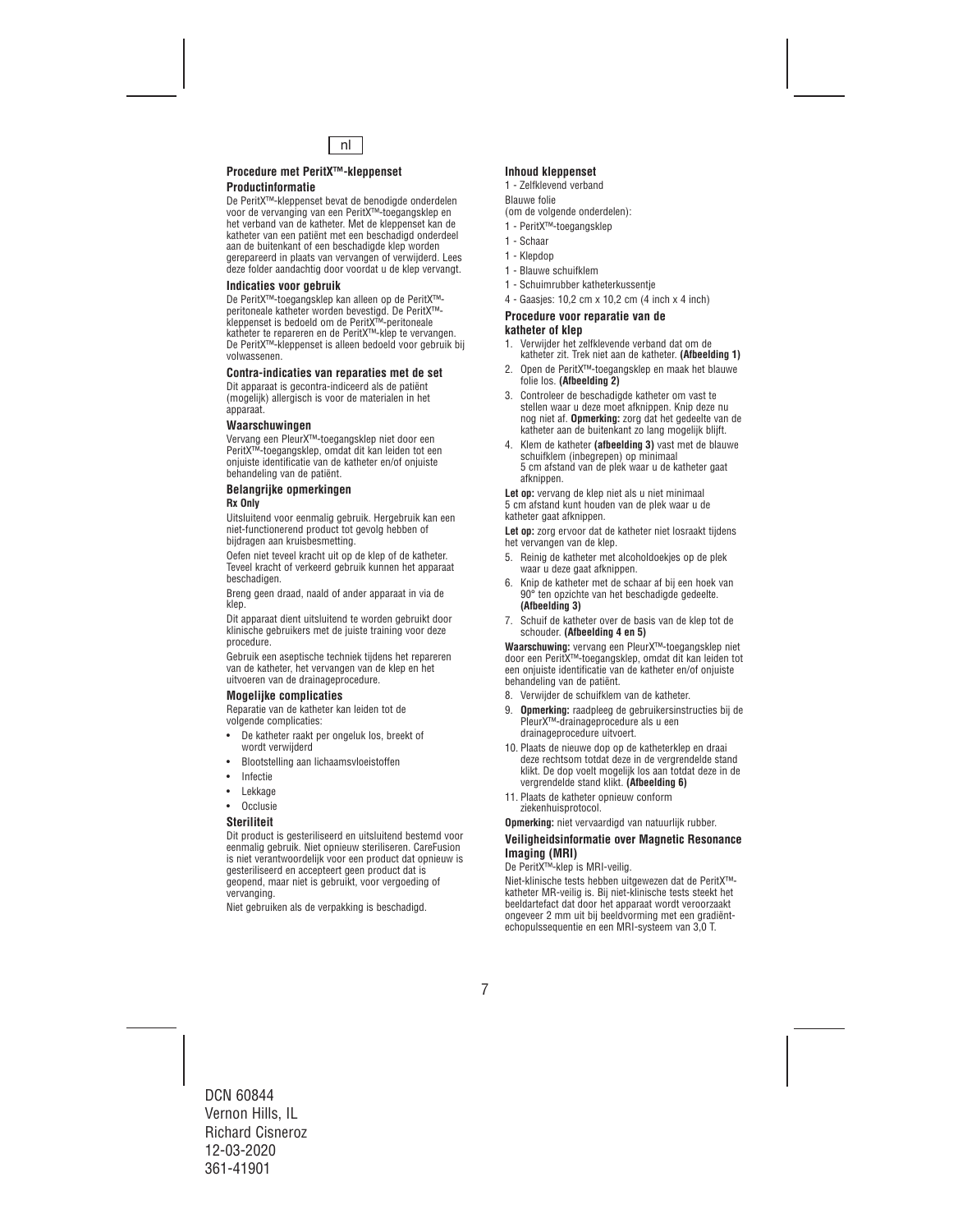nl

## Procedure met PeritX™-kleppenset

### Productinformatie

De PeritX™-kleppenset bevat de benodigde onderdelen voor de vervanging van een PeritX™-toegangsklep en het verband van de katheter. Met de kleppenset kan de katheter van een patiënt met een beschadigd onderdeel aan de buitenkant of een beschadigde klep worden gerepareerd in plaats van vervangen of verwijderd. Lees deze folder aandachtig door voordat u de klep vervangt.

### Indicaties voor gebruik

De PeritX™-toegangsklep kan alleen op de PeritX™-peritoneale katheter worden bevestigd. De PeritX™-kleppenset is bedoeld om de PeritX™-peritoneale katheter te repareren en de PeritX™-klep te vervangen. De PeritX™-kleppenset is alleen bedoeld voor gebruik bij volwassenen.

### Contra-indicaties van reparaties met de set

Dit apparaat is gecontra-indiceerd als de patiënt (mogelijk) allergisch is voor de materialen in het apparaat.

### Waarschuwingen

Vervang een PleurX™-toegangsklep niet door een PeritX™-toegangsklep, omdat dit kan leiden tot een onjuiste identificatie van de katheter en/of onjuiste behandeling van de patiënt.

### Belangrijke opmerkingen

**Rx Only**

Uitsluitend voor eenmalig gebruik. Hergebruik kan een niet-functionerend product tot gevolg hebben of bijdragen aan kruisbesmetting.

Oefen niet teveel kracht uit op de klep of de katheter. Teveel kracht of verkeerd gebruik kunnen het apparaat beschadigen.

Breng geen draad, naald of ander apparaat in via de klep.

Dit apparaat dient uitsluitend te worden gebruikt door klinische gebruikers met de juiste training voor deze procedure.

Gebruik een aseptische techniek tijdens het repareren van de katheter, het vervangen van de klep en het uitvoeren van de drainageprocedure.

### Mogelijke complicaties

Reparatie van de katheter kan leiden tot de volgende complicaties:

- De katheter raakt per ongeluk los, breekt of wordt verwijderd
- Blootstelling aan lichaamsvloeistoffen
- Infectie
- Lekkage
- Occlusie

### Steriliteit

Dit product is gesteriliseerd en uitsluitend bestemd voor eenmalig gebruik. Niet opnieuw steriliseren. CareFusion is niet verantwoordelijk voor een product dat opnieuw is gesteriliseerd en accepteert geen product dat is geopend, maar niet is gebruikt, voor vergoeding of vervanging.

Niet gebruiken als de verpakking is beschadigd.

### Inhoud kleppenset

1 - Zelfklevend verband

Blauwe folie
(om de volgende onderdelen):

1 - PeritX™-toegangsklep

1 - Schaar

1 - Klepdop

1 - Blauwe schuifklem

1 - Schuimrubber katheterkussentje

4 - Gaasjes: 10,2 cm x 10,2 cm (4 inch x 4 inch)

### Procedure voor reparatie van de katheter of klep

1. Verwijder het zelfklevende verband dat om de katheter zit. Trek niet aan de katheter. **(Afbeelding 1)**
2. Open de PeritX™-toegangsklep en maak het blauwe folie los. **(Afbeelding 2)**
3. Controleer de beschadigde katheter om vast te stellen waar u deze moet afknippen. Knip deze nu nog niet af. **Opmerking:** zorg dat het gedeelte van de katheter aan de buitenkant zo lang mogelijk blijft.
4. Klem de katheter **(afbeelding 3)** vast met de blauwe schuifklem (inbegrepen) op minimaal 5 cm afstand van de plek waar u de katheter gaat afknippen.

**Let op:** vervang de klep niet als u niet minimaal 5 cm afstand kunt houden van de plek waar u de katheter gaat afknippen.

**Let op:** zorg ervoor dat de katheter niet losraakt tijdens het vervangen van de klep.

5. Reinig de katheter met alcoholdoekjes op de plek waar u deze gaat afknippen.
6. Knip de katheter met de schaar af bij een hoek van 90° ten opzichte van het beschadigde gedeelte. **(Afbeelding 3)**
7. Schuif de katheter over de basis van de klep tot de schouder. **(Afbeelding 4 en 5)**

**Waarschuwing:** vervang een PleurX™-toegangsklep niet door een PeritX™-toegangsklep, omdat dit kan leiden tot een onjuiste identificatie van de katheter en/of onjuiste behandeling van de patiënt.

8. Verwijder de schuifklem van de katheter.
9. **Opmerking:** raadpleeg de gebruikersinstructies bij de PleurX™-drainageprocedure als u een drainageprocedure uitvoert.
10. Plaats de nieuwe dop op de katheterklep en draai deze rechtsom totdat deze in de vergrendelde stand klikt. De dop voelt mogelijk los aan totdat deze in de vergrendelde stand klikt. **(Afbeelding 6)**
11. Plaats de katheter opnieuw conform ziekenhuisprotocol.

**Opmerking:** niet vervaardigd van natuurlijk rubber.

### Veiligheidsinformatie over Magnetic Resonance Imaging (MRI)

De PeritX™-klep is MRI-veilig.

Niet-klinische tests hebben uitgewezen dat de PeritX™-katheter MR-veilig is. Bij niet-klinische tests steekt het beeldartefact dat door het apparaat wordt veroorzaakt ongeveer 2 mm uit bij beeldvorming met een gradiënt-echopulssequentie en een MRI-systeem van 3,0 T.

DCN 60844
Vernon Hills, IL
Richard Cisneroz
12-03-2020
361-41901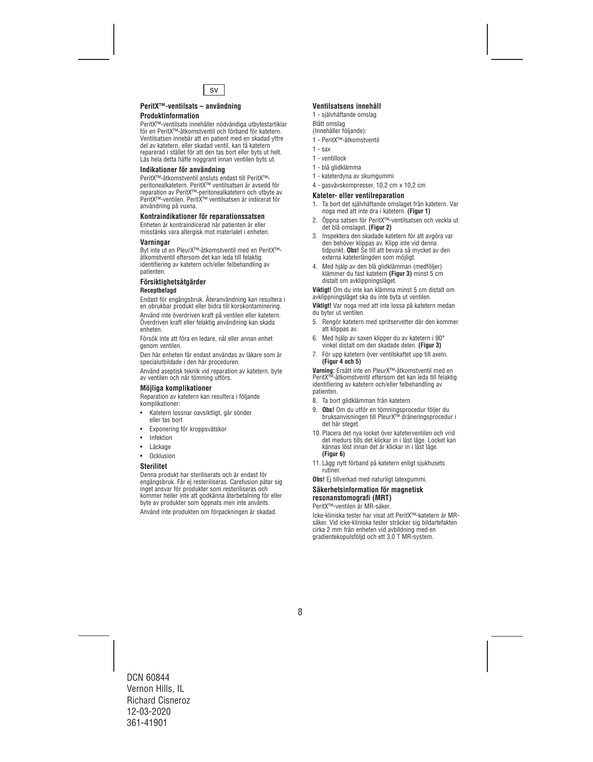SV

## PeritX™-ventilsats – användning

### Produktinformation

PeritX™-ventilsats innehåller nödvändiga utbytestartiklar för en PeritX™-åtkomstventil och förband för katetern. Ventilsatsen innebär att en patient med en skadad yttre del av katetern, eller skadad ventil, kan få katetern reparerad i stället för att den tas bort eller byts ut helt. Läs hela detta häfte noggrant innan ventilen byts ut.

### Indikationer för användning

PeritX™-åtkomstventil ansluts endast till PeritX™-peritonealkatetern. PeritX™ ventilsatsen är avsedd för reparation av PeritX™-peritonealkatetern och utbyte av PeritX™-ventilen. PeritX™ ventilsatsen är indicerat för användning på vuxna.

### Kontraindikationer för reparationssatsen

Enheten är kontraindicerad när patienten är eller misstänks vara allergisk mot materialet i enheten.

### Varningar

Byt inte ut en PleurX™-åtkomstventil med en PeritX™-åtkomstventil eftersom det kan leda till felaktig identifiering av katetern och/eller felbehandling av patienten.

### Försiktighetsåtgärder

**Receptbelagd**

Endast för engångsbruk. Återanvändning kan resultera i en obrukbar produkt eller bidra till korskontaminering.

Använd inte överdriven kraft på ventilen eller katetern. Överdriven kraft eller felaktig användning kan skada enheten.

Försök inte att föra en ledare, nål eller annan enhet genom ventilen.

Den här enheten får endast användas av läkare som är specialutbildade i den här proceduren.

Använd aseptisk teknik vid reparation av katetern, byte av ventilen och när tömning utförs.

### Möjliga komplikationer

Reparation av katetern kan resultera i följande komplikationer:

- Katetern lossnar oavsiktligt, går sönder eller tas bort
- Exponering för kroppsvätskor
- Infektion
- Läckage
- Ocklusion

### Sterilitet

Denna produkt har steriliserats och är endast för engångsbruk. Får ej resteriliseras. Carefusion påtar sig inget ansvar för produkter som resteriliseras och kommer heller inte att godkänna återbetalning för eller byte av produkter som öppnats men inte använts.

Använd inte produkten om förpackningen är skadad.

### Ventilsatsens innehåll

1 - självhäftande omslag

Blått omslag
(Innehåller följande):

1 - PeritX™-åtkomstventil

1 - sax

1 - ventillock

1 - blå glidklämma

1 - kateterdyna av skumgummi

4 - gasvävskompresser, 10,2 cm x 10,2 cm

### Kateter- eller ventilreparation

1. Ta bort det självhäftande omslaget från katetern. Var noga med att inte dra i katetern. **(Figur 1)**
2. Öppna satsen för PeritX™-ventilsatsen och veckla ut det blå omslaget. **(Figur 2)**
3. Inspektera den skadade katetern för att avgöra var den behöver klippas av. Klipp inte vid denna tidpunkt. **Obs!** Se till att bevara så mycket av den externa kateterlängden som möjligt.
4. Med hjälp av den blå glidklämman (medföljer) klämmer du fast katetern **(Figur 3)** minst 5 cm distalt om avklippningsläget.

**Viktigt!** Om du inte kan klämma minst 5 cm distalt om avklippningsläget ska du inte byta ut ventilen.

**Viktigt!** Var noga med att inte lossa på katetern medan du byter ut ventilen.

5. Rengör katetern med spritservetter där den kommer att klippas av.
6. Med hjälp av saxen klipper du av katetern i 90° vinkel distalt om den skadade delen. **(Figur 3)**
7. För upp katetern över ventilskaftet upp till axeln. **(Figur 4 och 5)**

**Varning:** Ersätt inte en PleurX™-åtkomstventil med en PeritX™-åtkomstventil eftersom det kan leda till felaktig identifiering av katetern och/eller felbehandling av patienten.

8. Ta bort glidklämman från katetern.
9. **Obs!** Om du utför en tömningsprocedur följer du bruksanvisningen till PleurX™ dräneringsprocedur i det här steget.
10. Placera det nya locket över kateterventilen och vrid det medurs tills det klickar in i låst läge. Locket kan kännas löst innan det är klickar in i låst läge. **(Figur 6)**
11. Lägg nytt förband på katetern enligt sjukhusets rutiner.

**Obs!** Ej tillverkad med naturligt latexgummi.

### Säkerhetsinformation för magnetisk resonanstomografi (MRT)

PeritX™-ventilen är MR-säker.

Icke-kliniska tester har visat att PeritX™-katetern är MR-säker. Vid icke-kliniska tester sträcker sig bildartefakten cirka 2 mm från enheten vid avbildning med en gradientekopulsföljd och ett 3.0 T MR-system.

DCN 60844
Vernon Hills, IL
Richard Cisneroz
12-03-2020
361-41901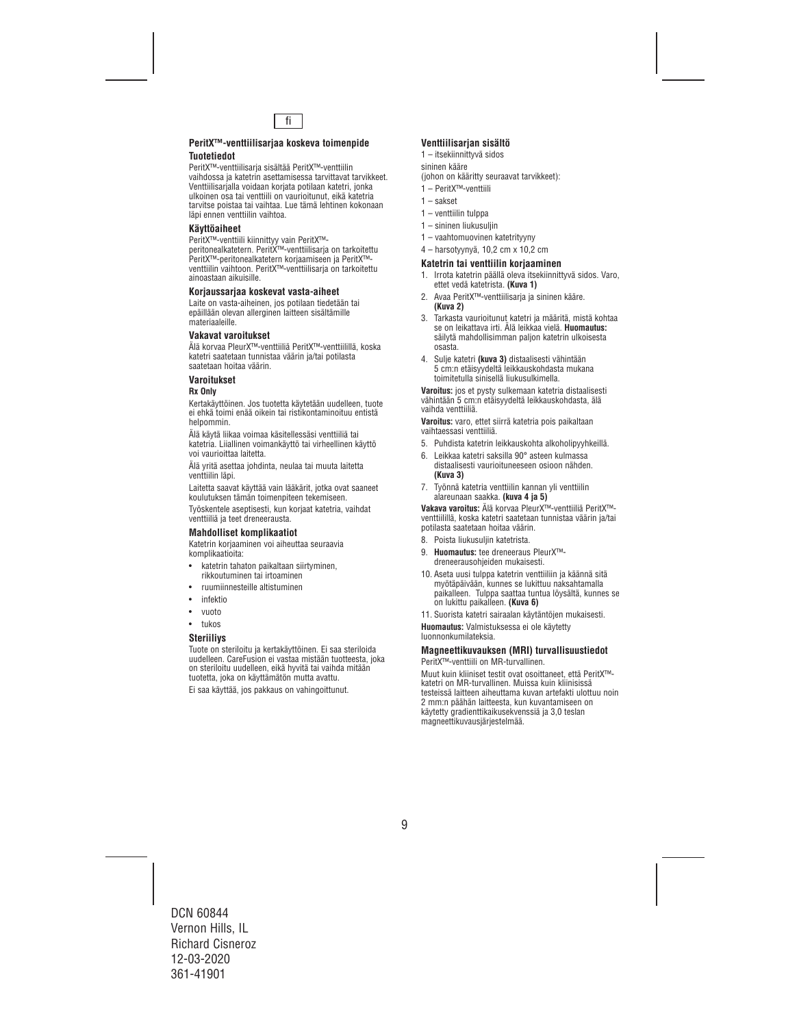fi

### PeritX™-venttiilisarjaa koskeva toimenpide

#### Tuotetiedot

PeritX™-venttiilisarja sisältää PeritX™-venttiilin vaihdossa ja katetrin asettamisessa tarvittavat tarvikkeet. Venttiilisarjalla voidaan korjata potilaan katetri, jonka ulkoinen osa tai venttiili on vaurioitunut, eikä katetria tarvitse poistaa tai vaihtaa. Lue tämä lehtinen kokonaan läpi ennen venttiilin vaihtoa.

#### Käyttöaiheet

PeritX™-venttiili kiinnittyy vain PeritX™-peritonealkatetern. PeritX™-venttiilisarja on tarkoitettu PeritX™-peritonealkatetern korjaamiseen ja PeritX™-venttiilin vaihtoon. PeritX™-venttiilisarja on tarkoitettu ainoastaan aikuisille.

#### Korjaussarjaa koskevat vasta-aiheet

Laite on vasta-aiheinen, jos potilaan tiedetään tai epäillään olevan allerginen laitteen sisältämille materiaaleille.

#### Vakavat varoitukset

Älä korvaa PleurX™-venttiiliä PeritX™-venttiilillä, koska katetri saatetaan tunnistaa väärin ja/tai potilasta saatetaan hoitaa väärin.

#### Varoitukset

**Rx Only**

Kertakäyttöinen. Jos tuotetta käytetään uudelleen, tuote ei ehkä toimi enää oikein tai ristikontaminoituu entistä helpommin.

Älä käytä liikaa voimaa käsitellessäsi venttiiliä tai katetria. Liiallinen voimankäyttö tai virheellinen käyttö voi vaurioittaa laitetta.

Älä yritä asettaa johdinta, neulaa tai muuta laitetta venttiilin läpi.

Laitetta saavat käyttää vain lääkärit, jotka ovat saaneet koulutuksen tämän toimenpiteen tekemiseen.

Työskentele aseptisesti, kun korjaat katetria, vaihdat venttiiliä ja teet dreneerausta.

#### Mahdolliset komplikaatiot

Katetrin korjaaminen voi aiheuttaa seuraavia komplikaatioita:

- katetrin tahaton paikaltaan siirtyminen, rikkoutuminen tai irtoaminen
- ruumiinnesteille altistuminen
- infektio
- vuoto
- tukos

#### Steriiliys

Tuote on steriloitu ja kertakäyttöinen. Ei saa steriloida uudelleen. CareFusion ei vastaa mistään tuotteesta, joka on steriloitu uudelleen, eikä hyvitä tai vaihda mitään tuotetta, joka on käyttämätön mutta avattu.

Ei saa käyttää, jos pakkaus on vahingoittunut.

#### Venttiilisarjan sisältö

1 – itsekiinnittyvä sidos

sininen kääre

(johon on kääritty seuraavat tarvikkeet):

1 – PeritX™-venttiili

1 – sakset

1 – venttiilin tulppa

1 – sininen liukusuljin

1 – vaahtomuovinen katetrityyny

4 – harsotyynyä, 10,2 cm x 10,2 cm

#### Katetrin tai venttiilin korjaaminen

1. Irrota katetrin päällä oleva itsekiinnittyvä sidos. Varo, ettet vedä katetrista. **(Kuva 1)**
2. Avaa PeritX™-venttiilisarja ja sininen kääre. **(Kuva 2)**
3. Tarkasta vaurioitunut katetri ja määritä, mistä kohtaa se on leikattava irti. Älä leikkaa vielä. **Huomautus:** säilytä mahdollisimman paljon katetrin ulkoisesta osasta.
4. Sulje katetri **(kuva 3)** distaalisesti vähintään 5 cm:n etäisyydeltä leikkauskohdasta mukana toimitetulla sinisellä liukusulkimella.

**Varoitus:** jos et pysty sulkemaan katetria distaalisesti vähintään 5 cm:n etäisyydeltä leikkauskohdasta, älä vaihda venttiiliä.

**Varoitus:** varo, ettet siirrä katetria pois paikaltaan vaihtaessasi venttiiliä.

5. Puhdista katetrin leikkauskohta alkoholipyyhkeillä.
6. Leikkaa katetri saksilla 90° asteen kulmassa distaalisesti vaurioituneeseen osioon nähden. **(Kuva 3)**
7. Työnnä katetria venttiilin kannan yli venttiilin alareunaan saakka. **(kuva 4 ja 5)**

**Vakava varoitus:** Älä korvaa PleurX™-venttiiliä PeritX™-venttiilillä, koska katetri saatetaan tunnistaa väärin ja/tai potilasta saatetaan hoitaa väärin.

8. Poista liukusuljin katetrista.
9. **Huomautus:** tee dreneeraus PleurX™-dreneerausohjeiden mukaisesti.
10. Aseta uusi tulppa katetrin venttiiliin ja käännä sitä myötäpäivään, kunnes se lukittuu naksahtamalla paikalleen. Tulppa saattaa tuntua löysältä, kunnes se on lukittu paikalleen. **(Kuva 6)**
11. Suorista katetri sairaalan käytäntöjen mukaisesti.

**Huomautus:** Valmistuksessa ei ole käytetty luonnonkumilateksia.

#### Magneettikuvauksen (MRI) turvallisuustiedot

PeritX™-venttiili on MR-turvallinen.

Muut kuin kliiniset testit ovat osoittaneet, että PeritX™-katetri on MR-turvallinen. Muissa kuin kliinisissä testeissä laitteen aiheuttama kuvan artefakti ulottuu noin 2 mm:n päähän laitteesta, kun kuvantamiseen on käytetty gradienttikaikusekvenssiä ja 3,0 teslan magneettikuvausjärjestelmää.

DCN 60844
Vernon Hills, IL
Richard Cisneroz
12-03-2020
361-41901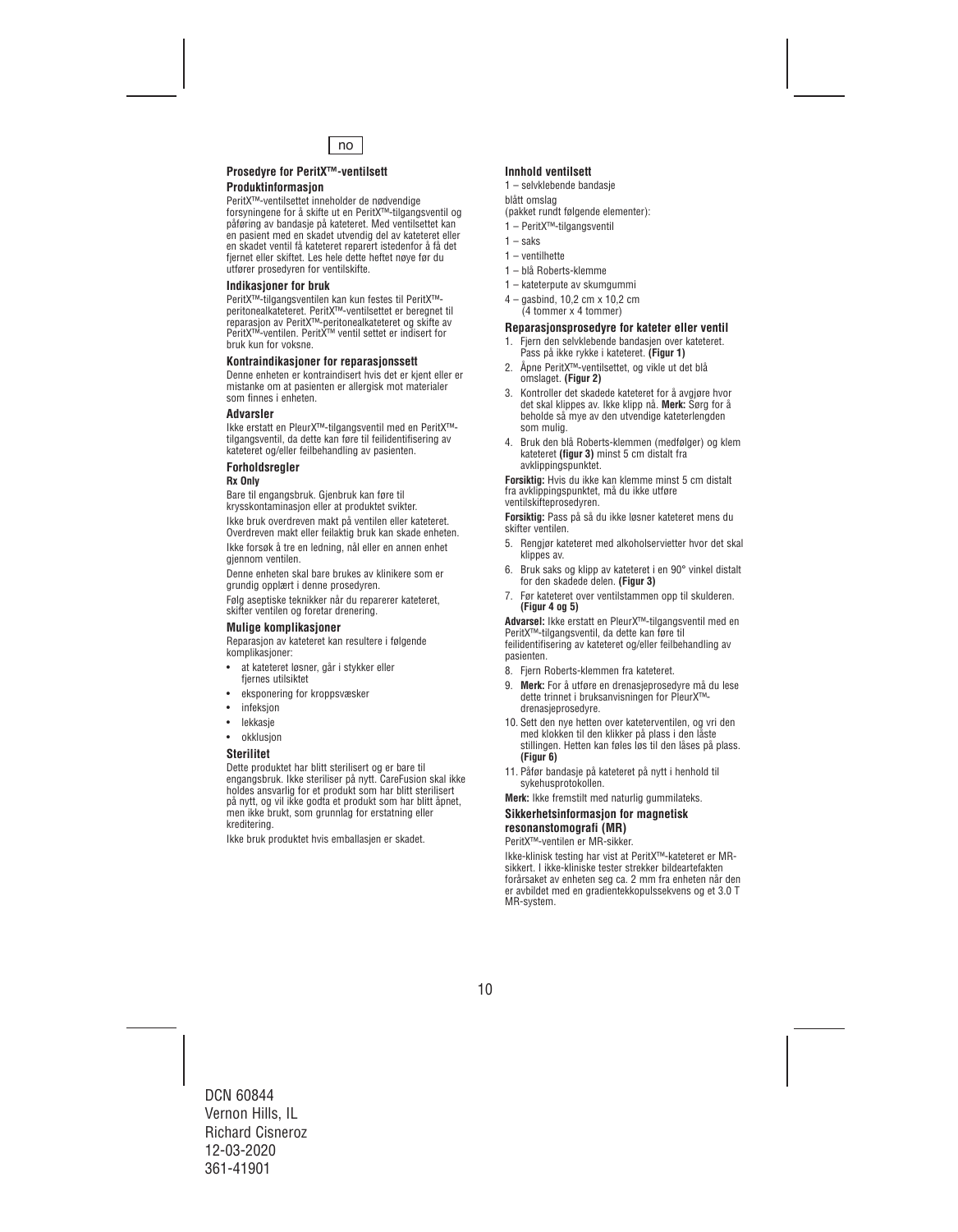no

## Prosedyre for PeritX™-ventilsett

### Produktinformasjon

PeritX™-ventilsettet inneholder de nødvendige forsyningene for å skifte ut en PeritX™-tilgangsventil og påføring av bandasje på kateteret. Med ventilsettet kan en pasient med en skadet utvendig del av kateteret eller en skadet ventil få kateteret reparert istedenfor å få det fjernet eller skiftet. Les hele dette heftet nøye før du utfører prosedyren for ventilskifte.

### Indikasjoner for bruk

PeritX™-tilgangsventilen kan kun festes til PeritX™-peritonealkateteret. PeritX™-ventilsettet er beregnet til reparasjon av PeritX™-peritonealkateteret og skifte av PeritX™-ventilen. PeritX™ ventil settet er indisert for bruk kun for voksne.

### Kontraindikasjoner for reparasjonssett

Denne enheten er kontraindisert hvis det er kjent eller er mistanke om at pasienten er allergisk mot materialer som finnes i enheten.

### Advarsler

Ikke erstatt en PleurX™-tilgangsventil med en PeritX™-tilgangsventil, da dette kan føre til feilidentifisering av kateteret og/eller feilbehandling av pasienten.

### Forholdsregler

**Rx Only**

Bare til engangsbruk. Gjenbruk kan føre til krysskontaminasjon eller at produktet svikter.

Ikke bruk overdreven makt på ventilen eller kateteret. Overdreven makt eller feilaktig bruk kan skade enheten.

Ikke forsøk å tre en ledning, nål eller en annen enhet gjennom ventilen.

Denne enheten skal bare brukes av klinikere som er grundig opplært i denne prosedyren.

Følg aseptiske teknikker når du reparerer kateteret, skifter ventilen og foretar drenering.

### Mulige komplikasjoner

Reparasjon av kateteret kan resultere i følgende komplikasjoner:

- at kateteret løsner, går i stykker eller fjernes utilsiktet
- eksponering for kroppsvæsker
- infeksjon
- lekkasje
- okklusjon

### Sterilitet

Dette produktet har blitt sterilisert og er bare til engangsbruk. Ikke steriliser på nytt. CareFusion skal ikke holdes ansvarlig for et produkt som har blitt sterilisert på nytt, og vil ikke godta et produkt som har blitt åpnet, men ikke brukt, som grunnlag for erstatning eller kreditering.

Ikke bruk produktet hvis emballasjen er skadet.

### Innhold ventilsett

1 – selvklebende bandasje

blått omslag
(pakket rundt følgende elementer):

1 – PeritX™-tilgangsventil

1 – saks

1 – ventilhette

1 – blå Roberts-klemme

1 – kateterpute av skumgummi

4 – gasbind, 10,2 cm x 10,2 cm
(4 tommer x 4 tommer)

### Reparasjonsprosedyre for kateter eller ventil

1. Fjern den selvklebende bandasjen over kateteret. Pass på ikke rykke i kateteret. **(Figur 1)**
2. Åpne PeritX™-ventilsettet, og vikle ut det blå omslaget. **(Figur 2)**
3. Kontroller det skadede kateteret for å avgjøre hvor det skal klippes av. Ikke klipp nå. **Merk:** Sørg for å beholde så mye av den utvendige kateterlengden som mulig.
4. Bruk den blå Roberts-klemmen (medfølger) og klem kateteret **(figur 3)** minst 5 cm distalt fra avklippingspunktet.

**Forsiktig:** Hvis du ikke kan klemme minst 5 cm distalt fra avklippingspunktet, må du ikke utføre ventilskifteprosedyren.

**Forsiktig:** Pass på så du ikke løsner kateteret mens du skifter ventilen.

5. Rengjør kateteret med alkoholservietter hvor det skal klippes av.
6. Bruk saks og klipp av kateteret i en 90° vinkel distalt for den skadede delen. **(Figur 3)**
7. Før kateteret over ventilstammen opp til skulderen. **(Figur 4 og 5)**

**Advarsel:** Ikke erstatt en PleurX™-tilgangsventil med en PeritX™-tilgangsventil, da dette kan føre til feilidentifisering av kateteret og/eller feilbehandling av pasienten.

8. Fjern Roberts-klemmen fra kateteret.
9. **Merk:** For å utføre en drenasjeprosedyre må du lese dette trinnet i bruksanvisningen for PleurX™-drenasjeprosedyre.
10. Sett den nye hetten over kateterventilen, og vri den med klokken til den klikker på plass i den låste stillingen. Hetten kan føles løs til den låses på plass. **(Figur 6)**
11. Påfør bandasje på kateteret på nytt i henhold til sykehusprotokollen.

**Merk:** Ikke fremstilt med naturlig gummilateks.

### Sikkerhetsinformasjon for magnetisk resonanstomografi (MR)

PeritX™-ventilen er MR-sikker.

Ikke-klinisk testing har vist at PeritX™-kateteret er MR-sikkert. I ikke-kliniske tester strekker bildeartefakten forårsaket av enheten seg ca. 2 mm fra enheten når den er avbildet med en gradientekkopulssekvens og et 3.0 T MR-system.

DCN 60844
Vernon Hills, IL
Richard Cisneroz
12-03-2020
361-41901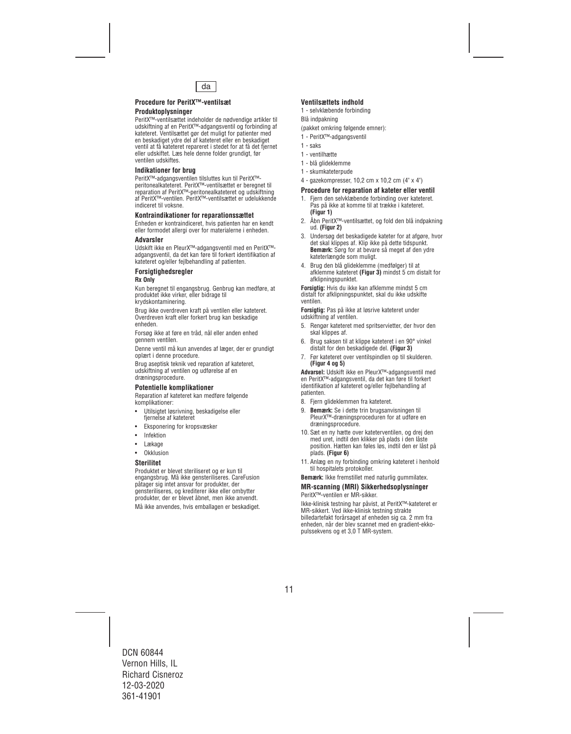da

## Procedure for PeritX™-ventilsæt

### Produktoplysninger

PeritX™-ventilsættet indeholder de nødvendige artikler til udskiftning af en PeritX™-adgangsventil og forbinding af kateteret. Ventilsættet gør det muligt for patienter med en beskadiget ydre del af kateteret eller en beskadiget ventil at få kateteret repareret i stedet for at få det fjernet eller udskiftet. Læs hele denne folder grundigt, før ventilen udskiftes.

### Indikationer for brug

PeritX™-adgangsventilen tilsluttes kun til PeritX™-peritonealkateteret. PeritX™-ventilsættet er beregnet til reparation af PeritX™-peritonealkateteret og udskiftning af PeritX™-ventilen. PeritX™-ventilsættet er udelukkende indiceret til voksne.

### Kontraindikationer for reparationssættet

Enheden er kontraindiceret, hvis patienten har en kendt eller formodet allergi over for materialerne i enheden.

### Advarsler

Udskift ikke en PleurX™-adgangsventil med en PeritX™-adgangsventil, da det kan føre til forkert identifikation af kateteret og/eller fejlbehandling af patienten.

### Forsigtighedsregler

**Rx Only**

Kun beregnet til engangsbrug. Genbrug kan medføre, at produktet ikke virker, eller bidrage til krydskontaminering.

Brug ikke overdreven kraft på ventilen eller kateteret. Overdreven kraft eller forkert brug kan beskadige enheden.

Forsøg ikke at føre en tråd, nål eller anden enhed gennem ventilen.

Denne ventil må kun anvendes af læger, der er grundigt oplært i denne procedure.

Brug aseptisk teknik ved reparation af kateteret, udskiftning af ventilen og udførelse af en dræningsprocedure.

### Potentielle komplikationer

Reparation af kateteret kan medføre følgende komplikationer:

- Utilsigtet løsrivning, beskadigelse eller fjernelse af kateteret
- Eksponering for kropsvæsker
- Infektion
- Lækage
- Okklusion

### Sterilitet

Produktet er blevet steriliseret og er kun til engangsbrug. Må ikke gensteriliseres. CareFusion påtager sig intet ansvar for produkter, der gensteriliseres, og krediterer ikke eller ombytter produkter, der er blevet åbnet, men ikke anvendt.

Må ikke anvendes, hvis emballagen er beskadiget.

### Ventilsættets indhold

1 - selvklæbende forbinding

Blå indpakning

(pakket omkring følgende emner):

1 - PeritX™-adgangsventil

1 - saks

1 - ventilhætte

1 - blå glideklemme

1 - skumkateterpude

4 - gazekompresser, 10,2 cm x 10,2 cm (4" x 4")

### Procedure for reparation af kateter eller ventil

1. Fjern den selvklæbende forbinding over kateteret. Pas på ikke at komme til at trække i kateteret. **(Figur 1)**
2. Åbn PeritX™-ventilsættet, og fold den blå indpakning ud. **(Figur 2)**
3. Undersøg det beskadigede kateter for at afgøre, hvor det skal klippes af. Klip ikke på dette tidspunkt. **Bemærk:** Sørg for at bevare så meget af den ydre kateterlængde som muligt.
4. Brug den blå glideklemme (medfølger) til at afklemme kateteret **(Figur 3)** mindst 5 cm distalt for afklipningspunktet.

**Forsigtig:** Hvis du ikke kan afklemme mindst 5 cm distalt for afklipningspunktet, skal du ikke udskifte ventilen.

**Forsigtig:** Pas på ikke at løsrive kateteret under udskiftning af ventilen.

5. Rengør kateteret med spritservietter, der hvor den skal klippes af.
6. Brug saksen til at klippe kateteret i en 90° vinkel distalt for den beskadigede del. **(Figur 3)**
7. Før kateteret over ventilspindlen op til skulderen. **(Figur 4 og 5)**

**Advarsel:** Udskift ikke en PleurX™-adgangsventil med en PeritX™-adgangsventil, da det kan føre til forkert identifikation af kateteret og/eller fejlbehandling af patienten.

8. Fjern glideklemmen fra kateteret.
9. **Bemærk:** Se i dette trin brugsanvisningen til PleurX™-dræningsproceduren for at udføre en dræningsprocedure.
10. Sæt en ny hætte over kateterventilen, og drej den med uret, indtil den klikker på plads i den låste position. Hætten kan føles løs, indtil den er låst på plads. **(Figur 6)**
11. Anlæg en ny forbinding omkring kateteret i henhold til hospitalets protokoller.

**Bemærk:** Ikke fremstillet med naturlig gummilatex.

### MR-scanning (MRI) Sikkerhedsoplysninger

PeritX™-ventilen er MR-sikker.

Ikke-klinisk testning har påvist, at PeritX™-kateteret er MR-sikkert. Ved ikke-klinisk testning strakte billedartefakt forårsaget af enheden sig ca. 2 mm fra enheden, når der blev scannet med en gradient-ekko-pulssekvens og et 3,0 T MR-system.

DCN 60844
Vernon Hills, IL
Richard Cisneroz
12-03-2020
361-41901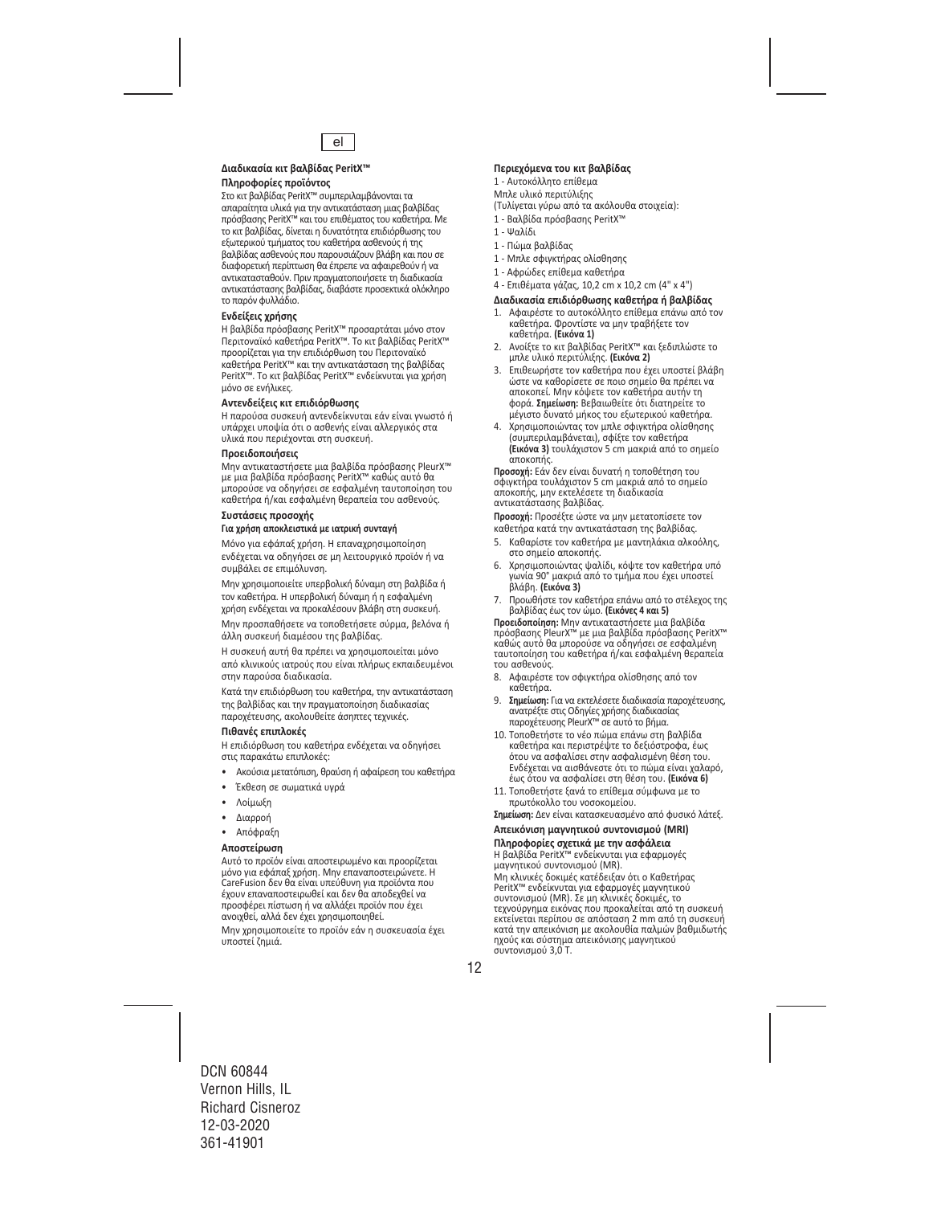el

## Διαδικασία κιτ βαλβίδας PeritX™

### Πληροφορίες προϊόντος

Στο κιτ βαλβίδας PeritX™ συμπεριλαμβάνονται τα απαραίτητα υλικά για την αντικατάσταση μιας βαλβίδας πρόσβασης PeritX™ και του επιθέματος του καθετήρα. Με το κιτ βαλβίδας, δίνεται η δυνατότητα επιδιόρθωσης του εξωτερικού τμήματος του καθετήρα ασθενούς ή της βαλβίδας ασθενούς που παρουσιάζουν βλάβη και που σε διαφορετική περίπτωση θα έπρεπε να αφαιρεθούν ή να αντικατασταθούν. Πριν πραγματοποιήσετε τη διαδικασία αντικατάστασης βαλβίδας, διαβάστε προσεκτικά ολόκληρο το παρόν φυλλάδιο.

### Ενδείξεις χρήσης

Η βαλβίδα πρόσβασης PeritX™ προσαρτάται μόνο στον Περιτοναϊκό καθετήρα PeritX™. Το κιτ βαλβίδας PeritX™ προορίζεται για την επιδιόρθωση του Περιτοναϊκό καθετήρα PeritX™ και την αντικατάσταση της βαλβίδας PeritX™. Το κιτ βαλβίδας PeritX™ ενδείκνυται για χρήση μόνο σε ενήλικες.

### Αντενδείξεις κιτ επιδιόρθωσης

Η παρούσα συσκευή αντενδείκνυται εάν είναι γνωστό ή υπάρχει υποψία ότι ο ασθενής είναι αλλεργικός στα υλικά που περιέχονται στη συσκευή.

### Προειδοποιήσεις

Μην αντικαταστήσετε μια βαλβίδα πρόσβασης PleurX™ με μια βαλβίδα πρόσβασης PeritX™ καθώς αυτό θα μπορούσε να οδηγήσει σε εσφαλμένη ταυτοποίηση του καθετήρα ή/και εσφαλμένη θεραπεία του ασθενούς.

### Συστάσεις προσοχής

**Για χρήση αποκλειστικά με ιατρική συνταγή**

Μόνο για εφάπαξ χρήση. Η επαναχρησιμοποίηση ενδέχεται να οδηγήσει σε μη λειτουργικό προϊόν ή να συμβάλει σε επιμόλυνση.

Μην χρησιμοποιείτε υπερβολική δύναμη στη βαλβίδα ή τον καθετήρα. Η υπερβολική δύναμη ή η εσφαλμένη χρήση ενδέχεται να προκαλέσουν βλάβη στη συσκευή.

Μην προσπαθήσετε να τοποθετήσετε σύρμα, βελόνα ή άλλη συσκευή διαμέσου της βαλβίδας.

Η συσκευή αυτή θα πρέπει να χρησιμοποιείται μόνο από κλινικούς ιατρούς που είναι πλήρως εκπαιδευμένοι στην παρούσα διαδικασία.

Κατά την επιδιόρθωση του καθετήρα, την αντικατάσταση της βαλβίδας και την πραγματοποίηση διαδικασίας παροχέτευσης, ακολουθείτε άσηπτες τεχνικές.

### Πιθανές επιπλοκές

Η επιδιόρθωση του καθετήρα ενδέχεται να οδηγήσει στις παρακάτω επιπλοκές:

- Ακούσια μετατόπιση, θραύση ή αφαίρεση του καθετήρα
- Έκθεση σε σωματικά υγρά
- Λοίμωξη
- Διαρροή
- Απόφραξη

### Αποστείρωση

Αυτό το προϊόν είναι αποστειρωμένο και προορίζεται μόνο για εφάπαξ χρήση. Μην επαναποστειρώνετε. Η CareFusion δεν θα είναι υπεύθυνη για προϊόντα που έχουν επαναποστειρωθεί και δεν θα αποδεχθεί να προσφέρει πίστωση ή να αλλάξει προϊόν που έχει ανοιχθεί, αλλά δεν έχει χρησιμοποιηθεί.

Μην χρησιμοποιείτε το προϊόν εάν η συσκευασία έχει υποστεί ζημιά.

### Περιεχόμενα του κιτ βαλβίδας

1 - Αυτοκόλλητο επίθεμα

Μπλε υλικό περιτύλιξης

(Τυλίγεται γύρω από τα ακόλουθα στοιχεία):

1 - Βαλβίδα πρόσβασης PeritX™

1 - Ψαλίδι

1 - Πώμα βαλβίδας

1 - Μπλε σφιγκτήρας ολίσθησης

1 - Αφρώδες επίθεμα καθετήρα

4 - Επιθέματα γάζας, 10,2 cm x 10,2 cm (4" x 4")

### Διαδικασία επιδιόρθωσης καθετήρα ή βαλβίδας

1. Αφαιρέστε το αυτοκόλλητο επίθεμα επάνω από τον καθετήρα. Φροντίστε να μην τραβήξετε τον καθετήρα. **(Εικόνα 1)**
2. Ανοίξτε το κιτ βαλβίδας PeritX™ και ξεδιπλώστε το μπλε υλικό περιτύλιξης. **(Εικόνα 2)**
3. Επιθεωρήστε τον καθετήρα που έχει υποστεί βλάβη ώστε να καθορίσετε σε ποιο σημείο θα πρέπει να αποκοπεί. Μην κόψετε τον καθετήρα αυτήν τη φορά. **Σημείωση:** Βεβαιωθείτε ότι διατηρείτε το μέγιστο δυνατό μήκος του εξωτερικού καθετήρα.
4. Χρησιμοποιώντας τον μπλε σφιγκτήρα ολίσθησης (συμπεριλαμβάνεται), σφίξτε τον καθετήρα **(Εικόνα 3)** τουλάχιστον 5 cm μακριά από το σημείο αποκοπής.

**Προσοχή:** Εάν δεν είναι δυνατή η τοποθέτηση του σφιγκτήρα τουλάχιστον 5 cm μακριά από το σημείο αποκοπής, μην εκτελέσετε τη διαδικασία αντικατάστασης βαλβίδας.

**Προσοχή:** Προσέξτε ώστε να μην μετατοπίσετε τον καθετήρα κατά την αντικατάσταση της βαλβίδας.

5. Καθαρίστε τον καθετήρα με μαντηλάκια αλκοόλης, στο σημείο αποκοπής.
6. Χρησιμοποιώντας ψαλίδι, κόψτε τον καθετήρα υπό γωνία 90° μακριά από το τμήμα που έχει υποστεί βλάβη. **(Εικόνα 3)**
7. Προωθήστε τον καθετήρα επάνω από το στέλεχος της βαλβίδας έως τον ώμο. **(Εικόνες 4 και 5)**

**Προειδοποίηση:** Μην αντικαταστήσετε μια βαλβίδα πρόσβασης PleurX™ με μια βαλβίδα πρόσβασης PeritX™ καθώς αυτό θα μπορούσε να οδηγήσει σε εσφαλμένη ταυτοποίηση του καθετήρα ή/και εσφαλμένη θεραπεία του ασθενούς.

8. Αφαιρέστε τον σφιγκτήρα ολίσθησης από τον καθετήρα.
9. **Σημείωση:** Για να εκτελέσετε διαδικασία παροχέτευσης, ανατρέξτε στις Οδηγίες χρήσης διαδικασίας παροχέτευσης PleurX™ σε αυτό το βήμα.
10. Τοποθετήστε το νέο πώμα επάνω στη βαλβίδα καθετήρα και περιστρέψτε το δεξιόστροφα, έως ότου να ασφαλίσει στην ασφαλισμένη θέση του. Ενδέχεται να αισθάνεστε ότι το πώμα είναι χαλαρό, έως ότου να ασφαλίσει στη θέση του. **(Εικόνα 6)**
11. Τοποθετήστε ξανά το επίθεμα σύμφωνα με το πρωτόκολλο του νοσοκομείου.

**Σημείωση:** Δεν είναι κατασκευασμένο από φυσικό λάτεξ.

### Απεικόνιση μαγνητικού συντονισμού (MRI)

**Πληροφορίες σχετικά με την ασφάλεια**

Η βαλβίδα PeritX™ ενδείκνυται για εφαρμογές μαγνητικού συντονισμού (MR).

Μη κλινικές δοκιμές κατέδειξαν ότι ο Καθετήρας PeritX™ ενδείκνυται για εφαρμογές μαγνητικού συντονισμού (MR). Σε μη κλινικές δοκιμές, το τεχνούργημα εικόνας που προκαλείται από τη συσκευή εκτείνεται περίπου σε απόσταση 2 mm από τη συσκευή κατά την απεικόνιση με ακολουθία παλμών βαθμιδωτής ηχούς και σύστημα απεικόνισης μαγνητικού συντονισμού 3,0 T.

DCN 60844
Vernon Hills, IL
Richard Cisneroz
12-03-2020
361-41901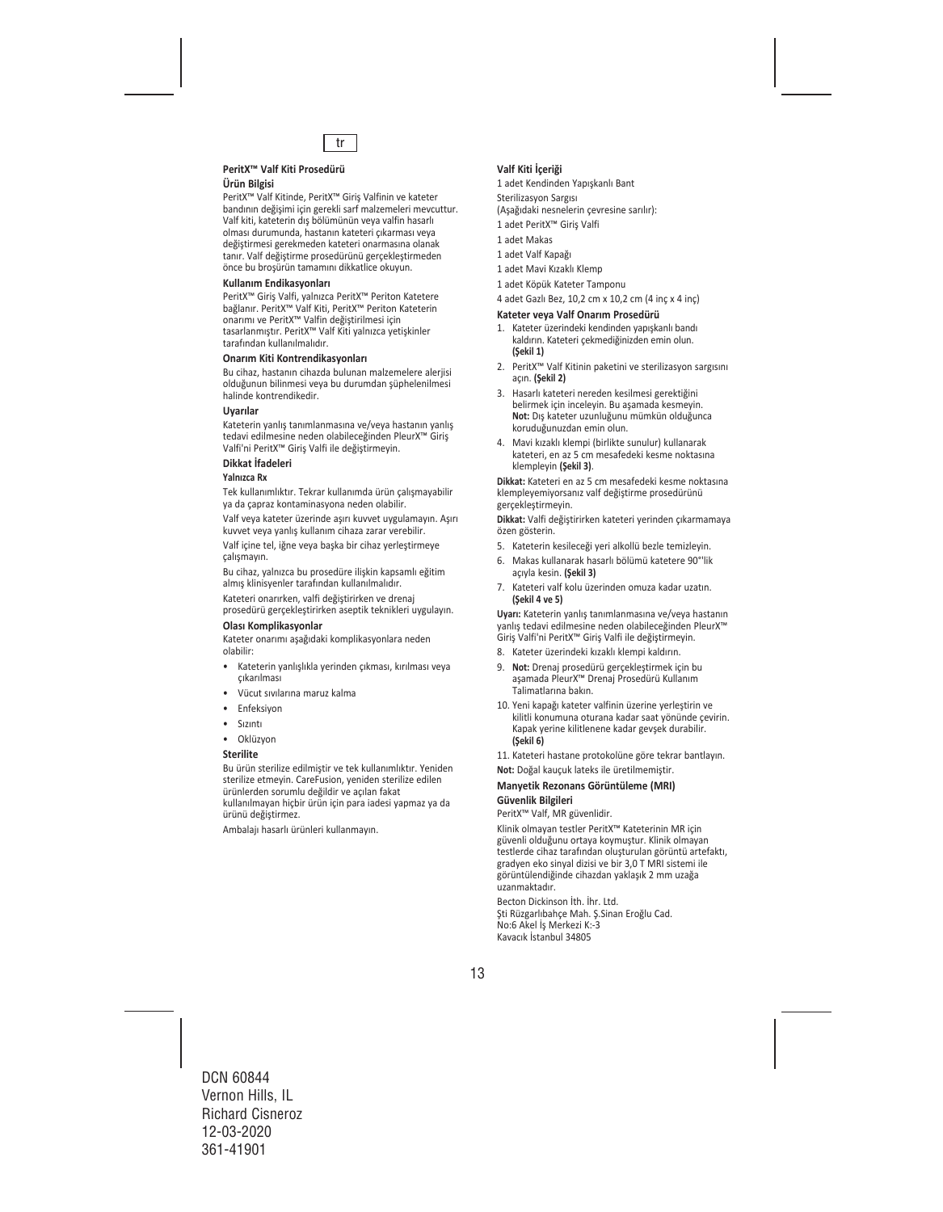tr

## PeritX™ Valf Kiti Prosedürü

### Ürün Bilgisi

PeritX™ Valf Kitinde, PeritX™ Giriş Valfinin ve kateter bandının değişimi için gerekli sarf malzemeleri mevcuttur. Valf kiti, kateterin dış bölümünün veya valfin hasarlı olması durumunda, hastanın kateteri çıkarması veya değiştirmesi gerekmeden kateteri onarmasına olanak tanır. Valf değiştirme prosedürünü gerçekleştirmeden önce bu broşürün tamamını dikkatlice okuyun.

### Kullanım Endikasyonları

PeritX™ Giriş Valfi, yalnızca PeritX™ Periton Katetere bağlanır. PeritX™ Valf Kiti, PeritX™ Periton Kateterin onarımı ve PeritX™ Valfin değiştirilmesi için tasarlanmıştır. PeritX™ Valf Kiti yalnızca yetişkinler tarafından kullanılmalıdır.

### Onarım Kiti Kontrendikasyonları

Bu cihaz, hastanın cihazda bulunan malzemelere alerjisi olduğunun bilinmesi veya bu durumdan şüphelenilmesi halinde kontrendikedir.

### Uyarılar

Kateterin yanlış tanımlanmasına ve/veya hastanın yanlış tedavi edilmesine neden olabileceğinden PleurX™ Giriş Valfi'ni PeritX™ Giriş Valfi ile değiştirmeyin.

### Dikkat İfadeleri

**Yalnızca Rx**

Tek kullanımlıktır. Tekrar kullanımda ürün çalışmayabilir ya da çapraz kontaminasyona neden olabilir.

Valf veya kateter üzerinde aşırı kuvvet uygulamayın. Aşırı kuvvet veya yanlış kullanım cihaza zarar verebilir.

Valf içine tel, iğne veya başka bir cihaz yerleştirmeye çalışmayın.

Bu cihaz, yalnızca bu prosedüre ilişkin kapsamlı eğitim almış klinisyenler tarafından kullanılmalıdır.

Kateteri onarırken, valfi değiştirirken ve drenaj prosedürü gerçekleştirirken aseptik teknikleri uygulayın.

### Olası Komplikasyonlar

Kateter onarımı aşağıdaki komplikasyonlara neden olabilir:

- Kateterin yanlışlıkla yerinden çıkması, kırılması veya çıkarılması
- Vücut sıvılarına maruz kalma
- Enfeksiyon
- Sızıntı
- Oklüzyon

### Sterilite

Bu ürün sterilize edilmiştir ve tek kullanımlıktır. Yeniden sterilize etmeyin. CareFusion, yeniden sterilize edilen ürünlerden sorumlu değildir ve açılan fakat kullanılmayan hiçbir ürün için para iadesi yapmaz ya da ürünü değiştirmez.

Ambalajı hasarlı ürünleri kullanmayın.

### Valf Kiti İçeriği

1 adet Kendinden Yapışkanlı Bant

Sterilizasyon Sargısı
(Aşağıdaki nesnelerin çevresine sarılır):

1 adet PeritX™ Giriş Valfi

1 adet Makas

1 adet Valf Kapağı

1 adet Mavi Kızaklı Klemp

1 adet Köpük Kateter Tamponu

4 adet Gazlı Bez, 10,2 cm x 10,2 cm (4 inç x 4 inç)

### Kateter veya Valf Onarım Prosedürü

1. Kateter üzerindeki kendinden yapışkanlı bandı kaldırın. Kateteri çekmediğinizden emin olun. **(Şekil 1)**
2. PeritX™ Valf Kitinin paketini ve sterilizasyon sargısını açın. **(Şekil 2)**
3. Hasarlı kateteri nereden kesilmesi gerektiğini belirmek için inceleyin. Bu aşamada kesmeyin. **Not:** Dış kateter uzunluğunu mümkün olduğunca koruduğunuzdan emin olun.
4. Mavi kızaklı klempi (birlikte sunulur) kullanarak kateteri, en az 5 cm mesafedeki kesme noktasına klempleyin **(Şekil 3)**.

**Dikkat:** Kateteri en az 5 cm mesafedeki kesme noktasına klempleyemiyorsanız valf değiştirme prosedürünü gerçekleştirmeyin.

**Dikkat:** Valfi değiştirirken kateteri yerinden çıkarmamaya özen gösterin.

5. Kateterin kesileceği yeri alkollü bezle temizleyin.
6. Makas kullanarak hasarlı bölümü katetere 90°'lik açıyla kesin. **(Şekil 3)**
7. Kateteri valf kolu üzerinden omuza kadar uzatın. **(Şekil 4 ve 5)**

**Uyarı:** Kateterin yanlış tanımlanmasına ve/veya hastanın yanlış tedavi edilmesine neden olabileceğinden PleurX™ Giriş Valfi'ni PeritX™ Giriş Valfi ile değiştirmeyin.

8. Kateter üzerindeki kızaklı klempi kaldırın.
9. **Not:** Drenaj prosedürü gerçekleştirmek için bu aşamada PleurX™ Drenaj Prosedürü Kullanım Talimatlarına bakın.
10. Yeni kapağı kateter valfinin üzerine yerleştirin ve kilitli konumuna oturana kadar saat yönünde çevirin. Kapak yerine kilitlenene kadar gevşek durabilir. **(Şekil 6)**
11. Kateteri hastane protokolüne göre tekrar bantlayın.

**Not:** Doğal kauçuk lateks ile üretilmemiştir.

### Manyetik Rezonans Görüntüleme (MRI) Güvenlik Bilgileri

PeritX™ Valf, MR güvenlidir.

Klinik olmayan testler PeritX™ Kateterinin MR için güvenli olduğunu ortaya koymuştur. Klinik olmayan testlerde cihaz tarafından oluşturulan görüntü artefaktı, gradyen eko sinyal dizisi ve bir 3,0 T MRI sistemi ile görüntülendiğinde cihazdan yaklaşık 2 mm uzağa uzanmaktadır.

Becton Dickinson İth. İhr. Ltd.
Şti Rüzgarlıbahçe Mah. Ş.Sinan Eroğlu Cad.
No:6 Akel İş Merkezi K:-3
Kavacık İstanbul 34805

DCN 60844
Vernon Hills, IL
Richard Cisneroz
12-03-2020
361-41901